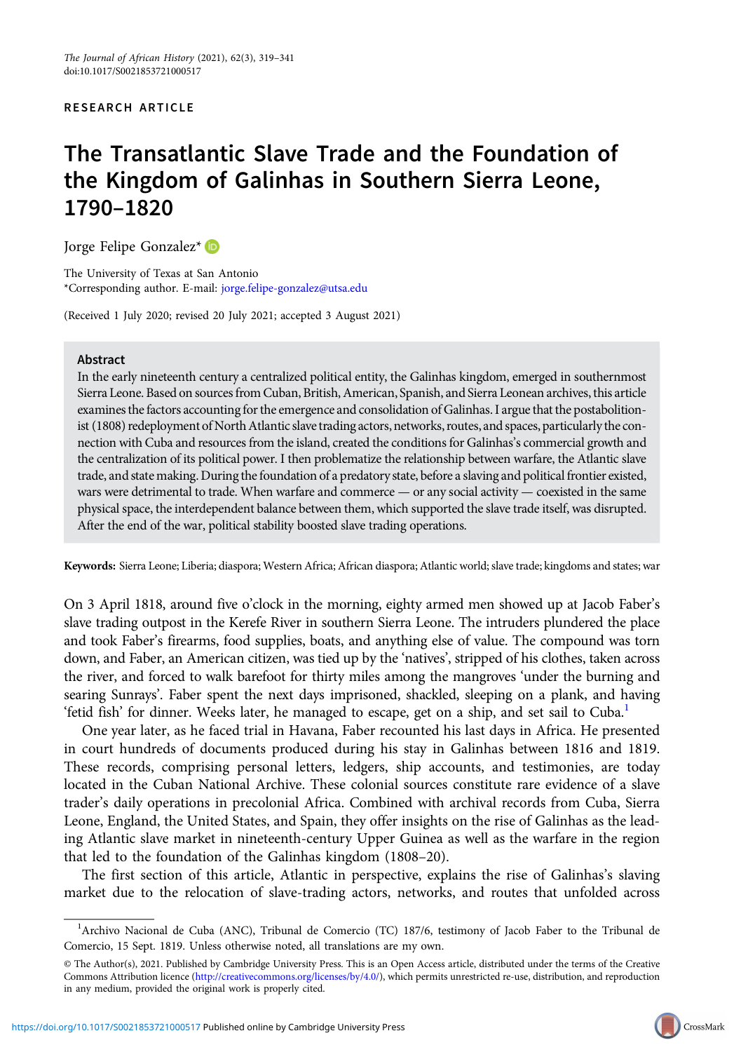RESEARCH ARTICLE

# The Transatlantic Slave Trade and the Foundation of the Kingdom of Galinhas in Southern Sierra Leone, 1790–1820

Jorge Felipe Gonzalez*

The University of Texas at San Antonio
*Corresponding author. E-mail: jorge.felipe-gonzalez@utsa.edu

(Received 1 July 2020; revised 20 July 2021; accepted 3 August 2021)

## Abstract

In the early nineteenth century a centralized political entity, the Galinhas kingdom, emerged in southernmost Sierra Leone. Based on sources from Cuban, British, American, Spanish, and Sierra Leonean archives, this article examines the factors accounting for the emergence and consolidation of Galinhas. I argue that the postabolitionist (1808) redeployment of North Atlantic slave trading actors, networks, routes, and spaces, particularly the connection with Cuba and resources from the island, created the conditions for Galinhas's commercial growth and the centralization of its political power. I then problematize the relationship between warfare, the Atlantic slave trade, and state making. During the foundation of a predatory state, before a slaving and political frontier existed, wars were detrimental to trade. When warfare and commerce — or any social activity — coexisted in the same physical space, the interdependent balance between them, which supported the slave trade itself, was disrupted. After the end of the war, political stability boosted slave trading operations.

**Keywords:** Sierra Leone; Liberia; diaspora; Western Africa; African diaspora; Atlantic world; slave trade; kingdoms and states; war

On 3 April 1818, around five o'clock in the morning, eighty armed men showed up at Jacob Faber's slave trading outpost in the Kerefe River in southern Sierra Leone. The intruders plundered the place and took Faber's firearms, food supplies, boats, and anything else of value. The compound was torn down, and Faber, an American citizen, was tied up by the 'natives', stripped of his clothes, taken across the river, and forced to walk barefoot for thirty miles among the mangroves 'under the burning and searing Sunrays'. Faber spent the next days imprisoned, shackled, sleeping on a plank, and having 'fetid fish' for dinner. Weeks later, he managed to escape, get on a ship, and set sail to Cuba.[1]

One year later, as he faced trial in Havana, Faber recounted his last days in Africa. He presented in court hundreds of documents produced during his stay in Galinhas between 1816 and 1819. These records, comprising personal letters, ledgers, ship accounts, and testimonies, are today located in the Cuban National Archive. These colonial sources constitute rare evidence of a slave trader's daily operations in precolonial Africa. Combined with archival records from Cuba, Sierra Leone, England, the United States, and Spain, they offer insights on the rise of Galinhas as the leading Atlantic slave market in nineteenth-century Upper Guinea as well as the warfare in the region that led to the foundation of the Galinhas kingdom (1808–20).

The first section of this article, Atlantic in perspective, explains the rise of Galinhas's slaving market due to the relocation of slave-trading actors, networks, and routes that unfolded across

[1] Archivo Nacional de Cuba (ANC), Tribunal de Comercio (TC) 187/6, testimony of Jacob Faber to the Tribunal de Comercio, 15 Sept. 1819. Unless otherwise noted, all translations are my own.

© The Author(s), 2021. Published by Cambridge University Press. This is an Open Access article, distributed under the terms of the Creative Commons Attribution licence (http://creativecommons.org/licenses/by/4.0/), which permits unrestricted re-use, distribution, and reproduction in any medium, provided the original work is properly cited.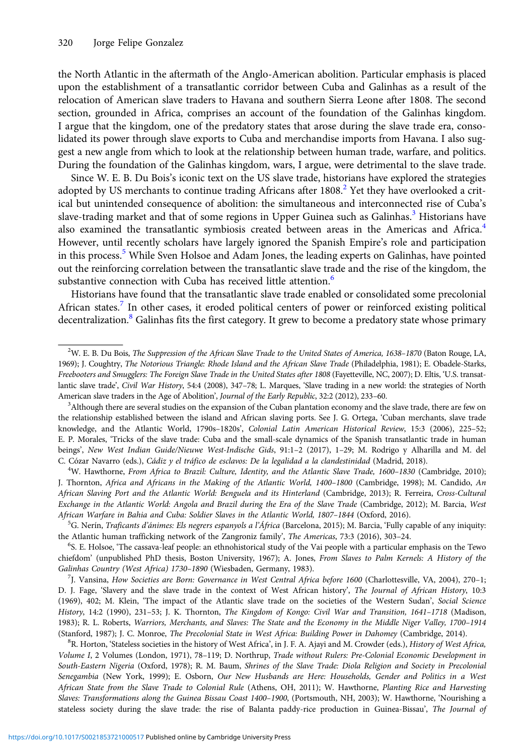the North Atlantic in the aftermath of the Anglo-American abolition. Particular emphasis is placed upon the establishment of a transatlantic corridor between Cuba and Galinhas as a result of the relocation of American slave traders to Havana and southern Sierra Leone after 1808. The second section, grounded in Africa, comprises an account of the foundation of the Galinhas kingdom. I argue that the kingdom, one of the predatory states that arose during the slave trade era, consolidated its power through slave exports to Cuba and merchandise imports from Havana. I also suggest a new angle from which to look at the relationship between human trade, warfare, and politics. During the foundation of the Galinhas kingdom, wars, I argue, were detrimental to the slave trade.

Since W. E. B. Du Bois's iconic text on the US slave trade, historians have explored the strategies adopted by US merchants to continue trading Africans after 1808.[2] Yet they have overlooked a critical but unintended consequence of abolition: the simultaneous and interconnected rise of Cuba's slave-trading market and that of some regions in Upper Guinea such as Galinhas.[3] Historians have also examined the transatlantic symbiosis created between areas in the Americas and Africa.[4] However, until recently scholars have largely ignored the Spanish Empire's role and participation in this process.[5] While Sven Holsoe and Adam Jones, the leading experts on Galinhas, have pointed out the reinforcing correlation between the transatlantic slave trade and the rise of the kingdom, the substantive connection with Cuba has received little attention.[6]

Historians have found that the transatlantic slave trade enabled or consolidated some precolonial African states.[7] In other cases, it eroded political centers of power or reinforced existing political decentralization.[8] Galinhas fits the first category. It grew to become a predatory state whose primary

---

[2]W. E. B. Du Bois, *The Suppression of the African Slave Trade to the United States of America, 1638–1870* (Baton Rouge, LA, 1969); J. Coughtry, *The Notorious Triangle: Rhode Island and the African Slave Trade* (Philadelphia, 1981); E. Obadele-Starks, *Freebooters and Smugglers: The Foreign Slave Trade in the United States after 1808* (Fayetteville, NC, 2007); D. Eltis, 'U.S. transatlantic slave trade', *Civil War History*, 54:4 (2008), 347–78; L. Marques, 'Slave trading in a new world: the strategies of North American slave traders in the Age of Abolition', *Journal of the Early Republic*, 32:2 (2012), 233–60.

[3]Although there are several studies on the expansion of the Cuban plantation economy and the slave trade, there are few on the relationship established between the island and African slaving ports. See J. G. Ortega, 'Cuban merchants, slave trade knowledge, and the Atlantic World, 1790s–1820s', *Colonial Latin American Historical Review*, 15:3 (2006), 225–52; E. P. Morales, 'Tricks of the slave trade: Cuba and the small-scale dynamics of the Spanish transatlantic trade in human beings', *New West Indian Guide/Nieuwe West-Indische Gids*, 91:1–2 (2017), 1–29; M. Rodrigo y Alharilla and M. del C. Cózar Navarro (eds.), *Cádiz y el tráfico de esclavos: De la legalidad a la clandestinidad* (Madrid, 2018).

[4]W. Hawthorne, *From Africa to Brazil: Culture, Identity, and the Atlantic Slave Trade, 1600–1830* (Cambridge, 2010); J. Thornton, *Africa and Africans in the Making of the Atlantic World, 1400–1800* (Cambridge, 1998); M. Candido, *An African Slaving Port and the Atlantic World: Benguela and its Hinterland* (Cambridge, 2013); R. Ferreira, *Cross-Cultural Exchange in the Atlantic World: Angola and Brazil during the Era of the Slave Trade* (Cambridge, 2012); M. Barcia, *West African Warfare in Bahia and Cuba: Soldier Slaves in the Atlantic World, 1807–1844* (Oxford, 2016).

[5]G. Nerín, *Traficants d'ànimes: Els negrers espanyols a l'Àfrica* (Barcelona, 2015); M. Barcia, 'Fully capable of any iniquity: the Atlantic human trafficking network of the Zangroniz family', *The Americas*, 73:3 (2016), 303–24.

[6]S. E. Holsoe, 'The cassava-leaf people: an ethnohistorical study of the Vai people with a particular emphasis on the Tewo chiefdom' (unpublished PhD thesis, Boston University, 1967); A. Jones, *From Slaves to Palm Kernels: A History of the Galinhas Country (West Africa) 1730–1890* (Wiesbaden, Germany, 1983).

[7]J. Vansina, *How Societies are Born: Governance in West Central Africa before 1600* (Charlottesville, VA, 2004), 270–1; D. J. Fage, 'Slavery and the slave trade in the context of West African history', *The Journal of African History*, 10:3 (1969), 402; M. Klein, 'The impact of the Atlantic slave trade on the societies of the Western Sudan', *Social Science History*, 14:2 (1990), 231–53; J. K. Thornton, *The Kingdom of Kongo: Civil War and Transition, 1641–1718* (Madison, 1983); R. L. Roberts, *Warriors, Merchants, and Slaves: The State and the Economy in the Middle Niger Valley, 1700–1914* (Stanford, 1987); J. C. Monroe, *The Precolonial State in West Africa: Building Power in Dahomey* (Cambridge, 2014).

[8]R. Horton, 'Stateless societies in the history of West Africa', in J. F. A. Ajayi and M. Crowder (eds.), *History of West Africa, Volume I*, 2 Volumes (London, 1971), 78–119; D. Northrup, *Trade without Rulers: Pre-Colonial Economic Development in South-Eastern Nigeria* (Oxford, 1978); R. M. Baum, *Shrines of the Slave Trade: Diola Religion and Society in Precolonial Senegambia* (New York, 1999); E. Osborn, *Our New Husbands are Here: Households, Gender and Politics in a West African State from the Slave Trade to Colonial Rule* (Athens, OH, 2011); W. Hawthorne, *Planting Rice and Harvesting Slaves: Transformations along the Guinea Bissau Coast 1400–1900*, (Portsmouth, NH, 2003); W. Hawthorne, 'Nourishing a stateless society during the slave trade: the rise of Balanta paddy-rice production in Guinea-Bissau', *The Journal of*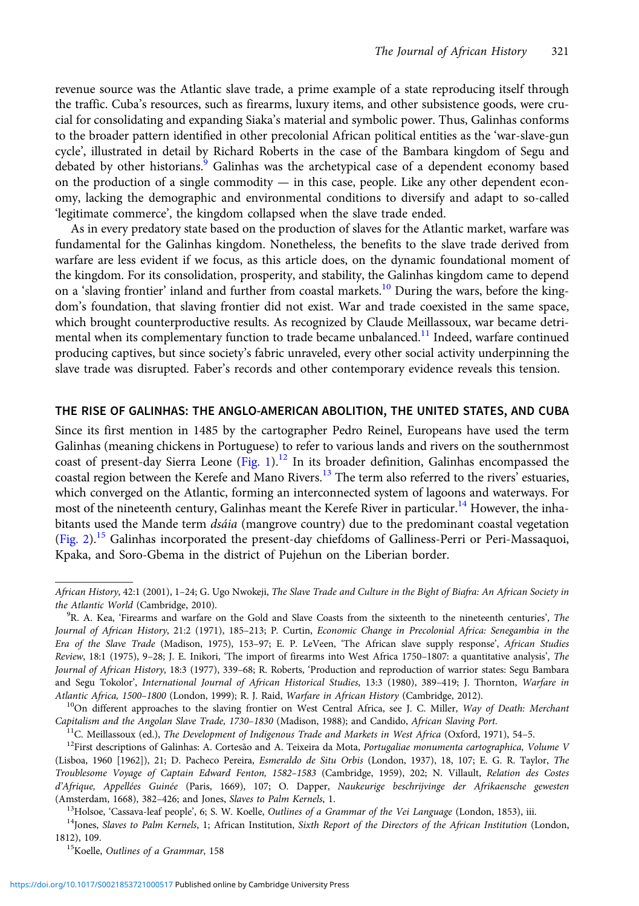revenue source was the Atlantic slave trade, a prime example of a state reproducing itself through the traffic. Cuba's resources, such as firearms, luxury items, and other subsistence goods, were crucial for consolidating and expanding Siaka's material and symbolic power. Thus, Galinhas conforms to the broader pattern identified in other precolonial African political entities as the 'war-slave-gun cycle', illustrated in detail by Richard Roberts in the case of the Bambara kingdom of Segu and debated by other historians.[9] Galinhas was the archetypical case of a dependent economy based on the production of a single commodity — in this case, people. Like any other dependent economy, lacking the demographic and environmental conditions to diversify and adapt to so-called 'legitimate commerce', the kingdom collapsed when the slave trade ended.

As in every predatory state based on the production of slaves for the Atlantic market, warfare was fundamental for the Galinhas kingdom. Nonetheless, the benefits to the slave trade derived from warfare are less evident if we focus, as this article does, on the dynamic foundational moment of the kingdom. For its consolidation, prosperity, and stability, the Galinhas kingdom came to depend on a 'slaving frontier' inland and further from coastal markets.[10] During the wars, before the kingdom's foundation, that slaving frontier did not exist. War and trade coexisted in the same space, which brought counterproductive results. As recognized by Claude Meillassoux, war became detrimental when its complementary function to trade became unbalanced.[11] Indeed, warfare continued producing captives, but since society's fabric unraveled, every other social activity underpinning the slave trade was disrupted. Faber's records and other contemporary evidence reveals this tension.

## THE RISE OF GALINHAS: THE ANGLO-AMERICAN ABOLITION, THE UNITED STATES, AND CUBA

Since its first mention in 1485 by the cartographer Pedro Reinel, Europeans have used the term Galinhas (meaning chickens in Portuguese) to refer to various lands and rivers on the southernmost coast of present-day Sierra Leone (Fig. 1).[12] In its broader definition, Galinhas encompassed the coastal region between the Kerefe and Mano Rivers.[13] The term also referred to the rivers' estuaries, which converged on the Atlantic, forming an interconnected system of lagoons and waterways. For most of the nineteenth century, Galinhas meant the Kerefe River in particular.[14] However, the inhabitants used the Mande term *dsáia* (mangrove country) due to the predominant coastal vegetation (Fig. 2).[15] Galinhas incorporated the present-day chiefdoms of Galliness-Perri or Peri-Massaquoi, Kpaka, and Soro-Gbema in the district of Pujehun on the Liberian border.

---

African History, 42:1 (2001), 1–24; G. Ugo Nwokeji, *The Slave Trade and Culture in the Bight of Biafra: An African Society in the Atlantic World* (Cambridge, 2010).

[9] R. A. Kea, 'Firearms and warfare on the Gold and Slave Coasts from the sixteenth to the nineteenth centuries', *The Journal of African History*, 21:2 (1971), 185–213; P. Curtin, *Economic Change in Precolonial Africa: Senegambia in the Era of the Slave Trade* (Madison, 1975), 153–97; E. P. LeVeen, 'The African slave supply response', *African Studies Review*, 18:1 (1975), 9–28; J. E. Inikori, 'The import of firearms into West Africa 1750–1807: a quantitative analysis', *The Journal of African History*, 18:3 (1977), 339–68; R. Roberts, 'Production and reproduction of warrior states: Segu Bambara and Segu Tokolor', *International Journal of African Historical Studies*, 13:3 (1980), 389–419; J. Thornton, *Warfare in Atlantic Africa, 1500–1800* (London, 1999); R. J. Raid, *Warfare in African History* (Cambridge, 2012).

[10] On different approaches to the slaving frontier on West Central Africa, see J. C. Miller, *Way of Death: Merchant Capitalism and the Angolan Slave Trade, 1730–1830* (Madison, 1988); and Candido, *African Slaving Port*.

[11] C. Meillassoux (ed.), *The Development of Indigenous Trade and Markets in West Africa* (Oxford, 1971), 54–5.

[12] First descriptions of Galinhas: A. Cortesão and A. Teixeira da Mota, *Portugaliae monumenta cartographica, Volume V* (Lisboa, 1960 [1962]), 21; D. Pacheco Pereira, *Esmeraldo de Situ Orbis* (London, 1937), 18, 107; E. G. R. Taylor, *The Troublesome Voyage of Captain Edward Fenton, 1582–1583* (Cambridge, 1959), 202; N. Villault, *Relation des Costes d'Afrique, Appellées Guinée* (Paris, 1669), 107; O. Dapper, *Naukeurige beschrijvinge der Afrikaensche gewesten* (Amsterdam, 1668), 382–426; and Jones, *Slaves to Palm Kernels*, 1.

[13] Holsoe, 'Cassava-leaf people', 6; S. W. Koelle, *Outlines of a Grammar of the Vei Language* (London, 1853), iii.

[14] Jones, *Slaves to Palm Kernels*, 1; African Institution, *Sixth Report of the Directors of the African Institution* (London, 1812), 109.

[15] Koelle, *Outlines of a Grammar*, 158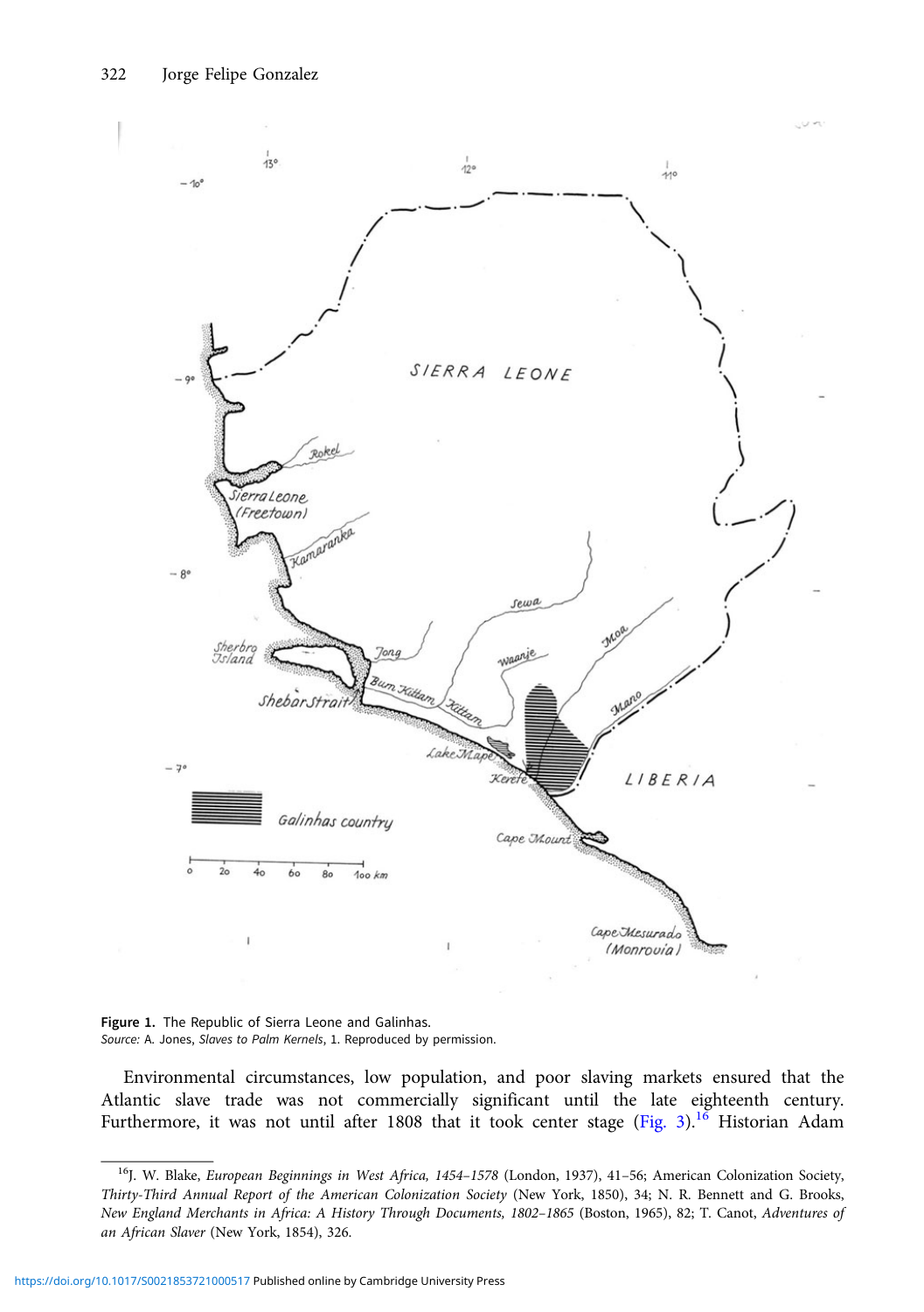**Figure 1.** The Republic of Sierra Leone and Galinhas.
*Source:* A. Jones, *Slaves to Palm Kernels*, 1. Reproduced by permission.

Environmental circumstances, low population, and poor slaving markets ensured that the Atlantic slave trade was not commercially significant until the late eighteenth century. Furthermore, it was not until after 1808 that it took center stage (Fig. 3).[16] Historian Adam

---

[16] J. W. Blake, *European Beginnings in West Africa, 1454–1578* (London, 1937), 41–56; American Colonization Society, *Thirty-Third Annual Report of the American Colonization Society* (New York, 1850), 34; N. R. Bennett and G. Brooks, *New England Merchants in Africa: A History Through Documents, 1802–1865* (Boston, 1965), 82; T. Canot, *Adventures of an African Slaver* (New York, 1854), 326.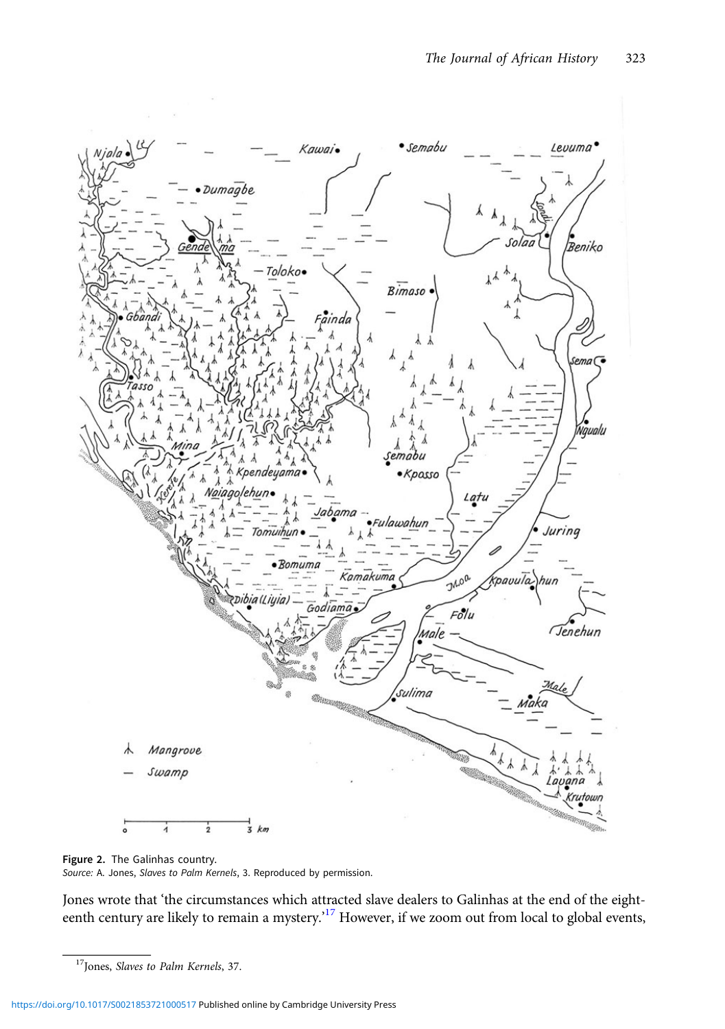**Figure 2.** The Galinhas country.
*Source:* A. Jones, *Slaves to Palm Kernels*, 3. Reproduced by permission.

Jones wrote that 'the circumstances which attracted slave dealers to Galinhas at the end of the eighteenth century are likely to remain a mystery.'[17] However, if we zoom out from local to global events,

[17] Jones, *Slaves to Palm Kernels*, 37.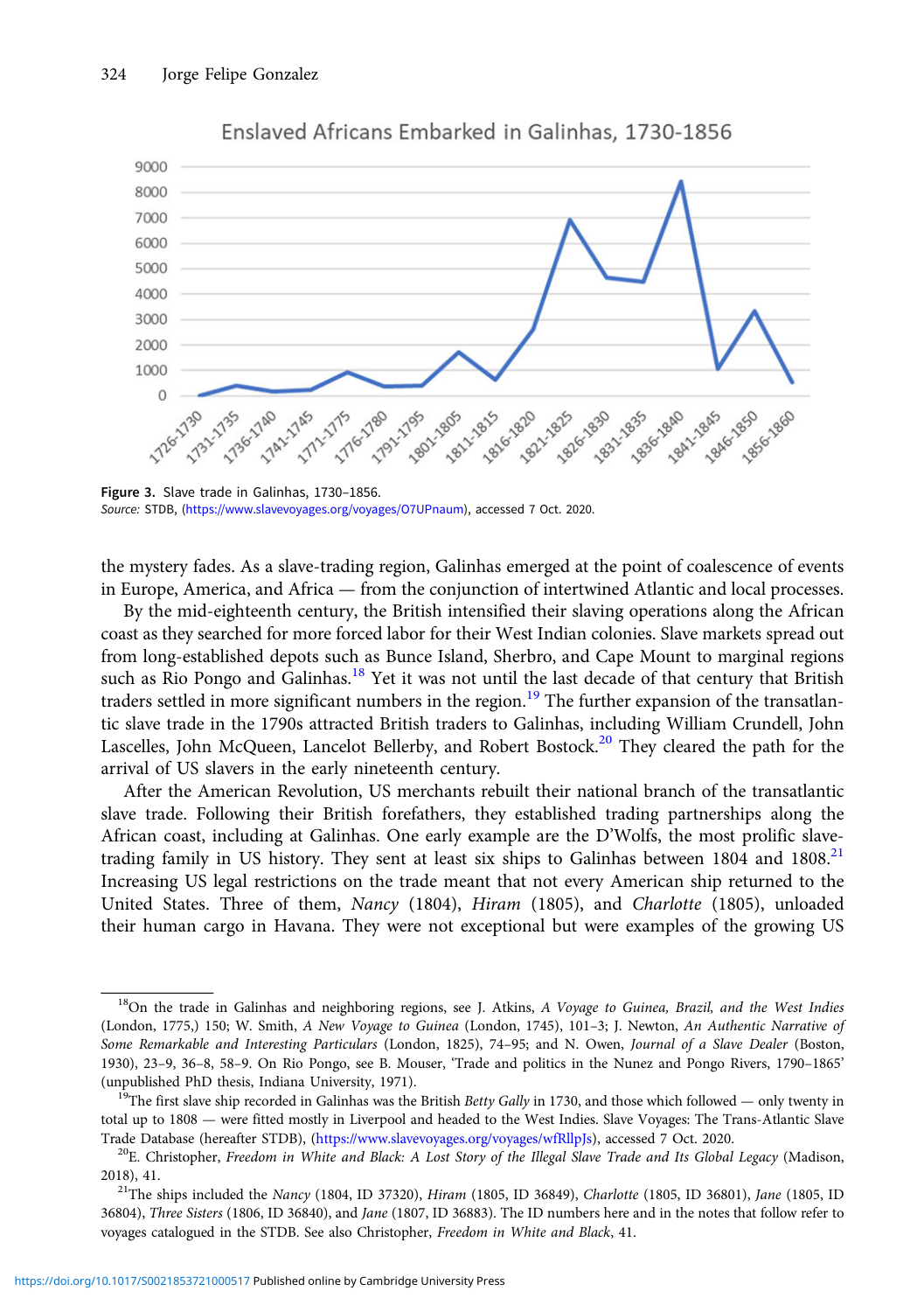Figure 3. Slave trade in Galinhas, 1730–1856.
*Source:* STDB, (https://www.slavevoyages.org/voyages/O7UPnaum), accessed 7 Oct. 2020.

the mystery fades. As a slave-trading region, Galinhas emerged at the point of coalescence of events in Europe, America, and Africa — from the conjunction of intertwined Atlantic and local processes.

By the mid-eighteenth century, the British intensified their slaving operations along the African coast as they searched for more forced labor for their West Indian colonies. Slave markets spread out from long-established depots such as Bunce Island, Sherbro, and Cape Mount to marginal regions such as Rio Pongo and Galinhas.[18] Yet it was not until the last decade of that century that British traders settled in more significant numbers in the region.[19] The further expansion of the transatlantic slave trade in the 1790s attracted British traders to Galinhas, including William Crundell, John Lascelles, John McQueen, Lancelot Bellerby, and Robert Bostock.[20] They cleared the path for the arrival of US slavers in the early nineteenth century.

After the American Revolution, US merchants rebuilt their national branch of the transatlantic slave trade. Following their British forefathers, they established trading partnerships along the African coast, including at Galinhas. One early example are the D'Wolfs, the most prolific slave-trading family in US history. They sent at least six ships to Galinhas between 1804 and 1808.[21] Increasing US legal restrictions on the trade meant that not every American ship returned to the United States. Three of them, *Nancy* (1804), *Hiram* (1805), and *Charlotte* (1805), unloaded their human cargo in Havana. They were not exceptional but were examples of the growing US

---

[18] On the trade in Galinhas and neighboring regions, see J. Atkins, *A Voyage to Guinea, Brazil, and the West Indies* (London, 1775,) 150; W. Smith, *A New Voyage to Guinea* (London, 1745), 101–3; J. Newton, *An Authentic Narrative of Some Remarkable and Interesting Particulars* (London, 1825), 74–95; and N. Owen, *Journal of a Slave Dealer* (Boston, 1930), 23–9, 36–8, 58–9. On Rio Pongo, see B. Mouser, 'Trade and politics in the Nunez and Pongo Rivers, 1790–1865' (unpublished PhD thesis, Indiana University, 1971).

[19] The first slave ship recorded in Galinhas was the British *Betty Gally* in 1730, and those which followed — only twenty in total up to 1808 — were fitted mostly in Liverpool and headed to the West Indies. Slave Voyages: The Trans-Atlantic Slave Trade Database (hereafter STDB), (https://www.slavevoyages.org/voyages/wfRllpJs), accessed 7 Oct. 2020.

[20] E. Christopher, *Freedom in White and Black: A Lost Story of the Illegal Slave Trade and Its Global Legacy* (Madison, 2018), 41.

[21] The ships included the *Nancy* (1804, ID 37320), *Hiram* (1805, ID 36849), *Charlotte* (1805, ID 36801), *Jane* (1805, ID 36804), *Three Sisters* (1806, ID 36840), and *Jane* (1807, ID 36883). The ID numbers here and in the notes that follow refer to voyages catalogued in the STDB. See also Christopher, *Freedom in White and Black*, 41.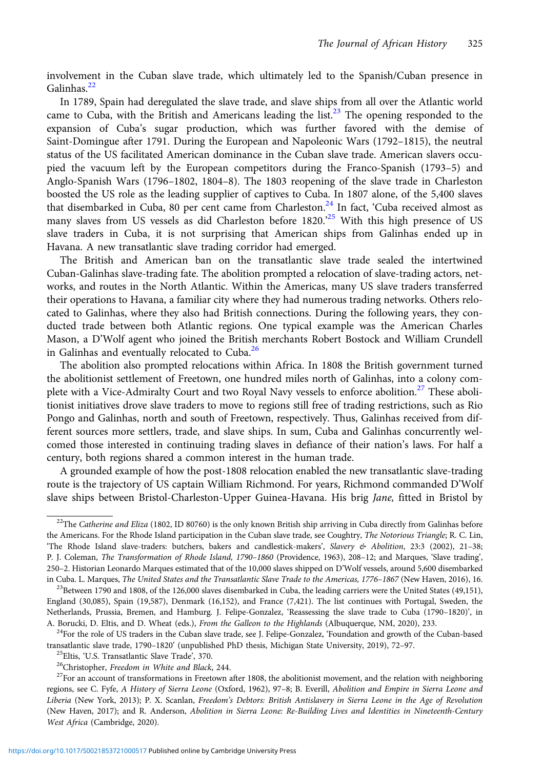involvement in the Cuban slave trade, which ultimately led to the Spanish/Cuban presence in Galinhas.[22]

In 1789, Spain had deregulated the slave trade, and slave ships from all over the Atlantic world came to Cuba, with the British and Americans leading the list.[23] The opening responded to the expansion of Cuba's sugar production, which was further favored with the demise of Saint-Domingue after 1791. During the European and Napoleonic Wars (1792–1815), the neutral status of the US facilitated American dominance in the Cuban slave trade. American slavers occupied the vacuum left by the European competitors during the Franco-Spanish (1793–5) and Anglo-Spanish Wars (1796–1802, 1804–8). The 1803 reopening of the slave trade in Charleston boosted the US role as the leading supplier of captives to Cuba. In 1807 alone, of the 5,400 slaves that disembarked in Cuba, 80 per cent came from Charleston.[24] In fact, 'Cuba received almost as many slaves from US vessels as did Charleston before 1820.'[25] With this high presence of US slave traders in Cuba, it is not surprising that American ships from Galinhas ended up in Havana. A new transatlantic slave trading corridor had emerged.

The British and American ban on the transatlantic slave trade sealed the intertwined Cuban-Galinhas slave-trading fate. The abolition prompted a relocation of slave-trading actors, networks, and routes in the North Atlantic. Within the Americas, many US slave traders transferred their operations to Havana, a familiar city where they had numerous trading networks. Others relocated to Galinhas, where they also had British connections. During the following years, they conducted trade between both Atlantic regions. One typical example was the American Charles Mason, a D'Wolf agent who joined the British merchants Robert Bostock and William Crundell in Galinhas and eventually relocated to Cuba.[26]

The abolition also prompted relocations within Africa. In 1808 the British government turned the abolitionist settlement of Freetown, one hundred miles north of Galinhas, into a colony complete with a Vice-Admiralty Court and two Royal Navy vessels to enforce abolition.[27] These abolitionist initiatives drove slave traders to move to regions still free of trading restrictions, such as Rio Pongo and Galinhas, north and south of Freetown, respectively. Thus, Galinhas received from different sources more settlers, trade, and slave ships. In sum, Cuba and Galinhas concurrently welcomed those interested in continuing trading slaves in defiance of their nation's laws. For half a century, both regions shared a common interest in the human trade.

A grounded example of how the post-1808 relocation enabled the new transatlantic slave-trading route is the trajectory of US captain William Richmond. For years, Richmond commanded D'Wolf slave ships between Bristol-Charleston-Upper Guinea-Havana. His brig *Jane,* fitted in Bristol by

---

[22] The *Catherine and Eliza* (1802, ID 80760) is the only known British ship arriving in Cuba directly from Galinhas before the Americans. For the Rhode Island participation in the Cuban slave trade, see Coughtry, *The Notorious Triangle*; R. C. Lin, 'The Rhode Island slave-traders: butchers, bakers and candlestick-makers', *Slavery & Abolition*, 23:3 (2002), 21–38; P. J. Coleman, *The Transformation of Rhode Island, 1790–1860* (Providence, 1963), 208–12; and Marques, 'Slave trading', 250–2. Historian Leonardo Marques estimated that of the 10,000 slaves shipped on D'Wolf vessels, around 5,600 disembarked in Cuba. L. Marques, *The United States and the Transatlantic Slave Trade to the Americas, 1776–1867* (New Haven, 2016), 16.

[23] Between 1790 and 1808, of the 126,000 slaves disembarked in Cuba, the leading carriers were the United States (49,151), England (30,085), Spain (19,587), Denmark (16,152), and France (7,421). The list continues with Portugal, Sweden, the Netherlands, Prussia, Bremen, and Hamburg. J. Felipe-Gonzalez, 'Reassessing the slave trade to Cuba (1790–1820)', in A. Borucki, D. Eltis, and D. Wheat (eds.), *From the Galleon to the Highlands* (Albuquerque, NM, 2020), 233.

[24] For the role of US traders in the Cuban slave trade, see J. Felipe-Gonzalez, 'Foundation and growth of the Cuban-based transatlantic slave trade, 1790–1820' (unpublished PhD thesis, Michigan State University, 2019), 72–97.

[25] Eltis, 'U.S. Transatlantic Slave Trade', 370.

[26] Christopher, *Freedom in White and Black*, 244.

[27] For an account of transformations in Freetown after 1808, the abolitionist movement, and the relation with neighboring regions, see C. Fyfe, *A History of Sierra Leone* (Oxford, 1962), 97–8; B. Everill, *Abolition and Empire in Sierra Leone and Liberia* (New York, 2013); P. X. Scanlan, *Freedom's Debtors: British Antislavery in Sierra Leone in the Age of Revolution* (New Haven, 2017); and R. Anderson, *Abolition in Sierra Leone: Re-Building Lives and Identities in Nineteenth-Century West Africa* (Cambridge, 2020).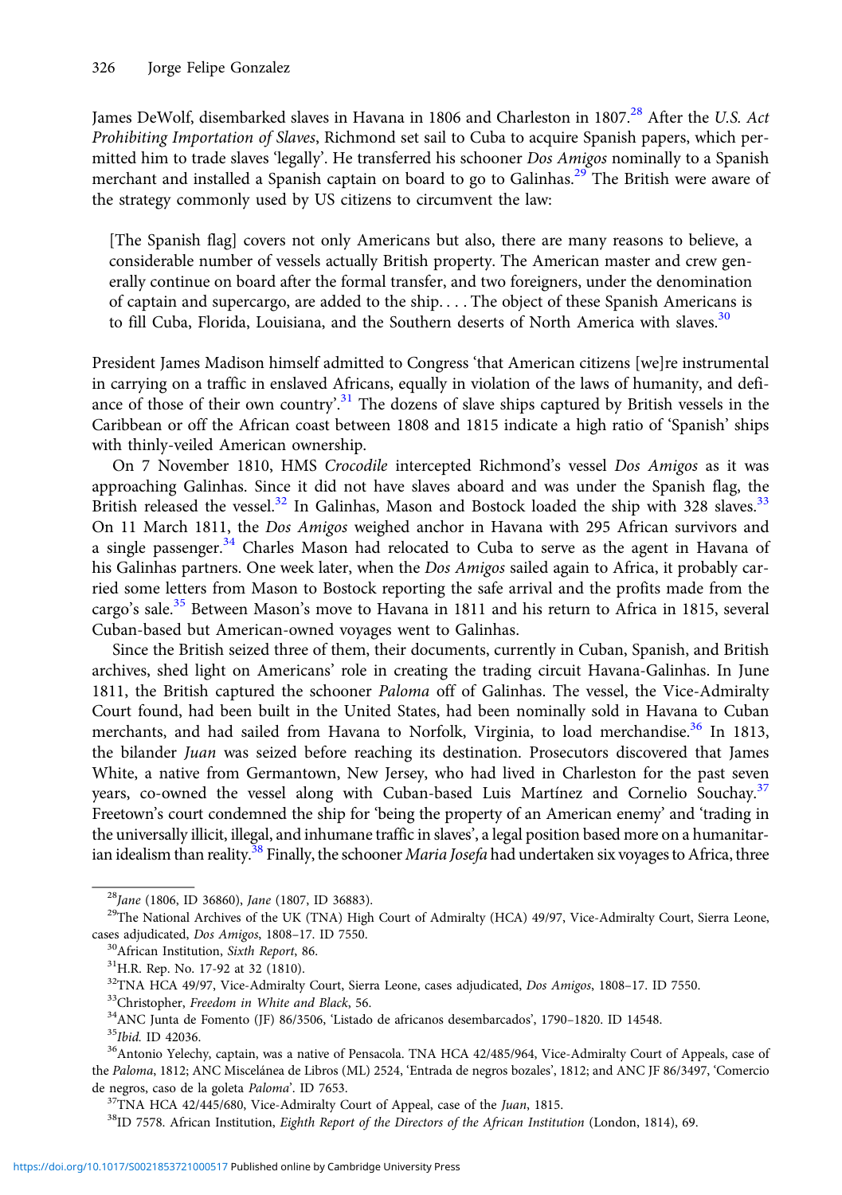James DeWolf, disembarked slaves in Havana in 1806 and Charleston in 1807.[28] After the *U.S. Act Prohibiting Importation of Slaves*, Richmond set sail to Cuba to acquire Spanish papers, which permitted him to trade slaves 'legally'. He transferred his schooner *Dos Amigos* nominally to a Spanish merchant and installed a Spanish captain on board to go to Galinhas.[29] The British were aware of the strategy commonly used by US citizens to circumvent the law:

> [The Spanish flag] covers not only Americans but also, there are many reasons to believe, a considerable number of vessels actually British property. The American master and crew generally continue on board after the formal transfer, and two foreigners, under the denomination of captain and supercargo, are added to the ship. . . . The object of these Spanish Americans is to fill Cuba, Florida, Louisiana, and the Southern deserts of North America with slaves.[30]

President James Madison himself admitted to Congress 'that American citizens [we]re instrumental in carrying on a traffic in enslaved Africans, equally in violation of the laws of humanity, and defiance of those of their own country'.[31] The dozens of slave ships captured by British vessels in the Caribbean or off the African coast between 1808 and 1815 indicate a high ratio of 'Spanish' ships with thinly-veiled American ownership.

On 7 November 1810, HMS *Crocodile* intercepted Richmond's vessel *Dos Amigos* as it was approaching Galinhas. Since it did not have slaves aboard and was under the Spanish flag, the British released the vessel.[32] In Galinhas, Mason and Bostock loaded the ship with 328 slaves.[33] On 11 March 1811, the *Dos Amigos* weighed anchor in Havana with 295 African survivors and a single passenger.[34] Charles Mason had relocated to Cuba to serve as the agent in Havana of his Galinhas partners. One week later, when the *Dos Amigos* sailed again to Africa, it probably carried some letters from Mason to Bostock reporting the safe arrival and the profits made from the cargo's sale.[35] Between Mason's move to Havana in 1811 and his return to Africa in 1815, several Cuban-based but American-owned voyages went to Galinhas.

Since the British seized three of them, their documents, currently in Cuban, Spanish, and British archives, shed light on Americans' role in creating the trading circuit Havana-Galinhas. In June 1811, the British captured the schooner *Paloma* off of Galinhas. The vessel, the Vice-Admiralty Court found, had been built in the United States, had been nominally sold in Havana to Cuban merchants, and had sailed from Havana to Norfolk, Virginia, to load merchandise.[36] In 1813, the bilander *Juan* was seized before reaching its destination. Prosecutors discovered that James White, a native from Germantown, New Jersey, who had lived in Charleston for the past seven years, co-owned the vessel along with Cuban-based Luis Martínez and Cornelio Souchay.[37] Freetown's court condemned the ship for 'being the property of an American enemy' and 'trading in the universally illicit, illegal, and inhumane traffic in slaves', a legal position based more on a humanitarian idealism than reality.[38] Finally, the schooner *Maria Josefa* had undertaken six voyages to Africa, three

---

[28] *Jane* (1806, ID 36860), *Jane* (1807, ID 36883).

[29] The National Archives of the UK (TNA) High Court of Admiralty (HCA) 49/97, Vice-Admiralty Court, Sierra Leone, cases adjudicated, *Dos Amigos*, 1808–17. ID 7550.

[30] African Institution, *Sixth Report*, 86.

[31] H.R. Rep. No. 17-92 at 32 (1810).

[32] TNA HCA 49/97, Vice-Admiralty Court, Sierra Leone, cases adjudicated, *Dos Amigos*, 1808–17. ID 7550.

[33] Christopher, *Freedom in White and Black*, 56.

[34] ANC Junta de Fomento (JF) 86/3506, 'Listado de africanos desembarcados', 1790–1820. ID 14548.

[35] *Ibid.* ID 42036.

[36] Antonio Yelechy, captain, was a native of Pensacola. TNA HCA 42/485/964, Vice-Admiralty Court of Appeals, case of the *Paloma*, 1812; ANC Miscelánea de Libros (ML) 2524, 'Entrada de negros bozales', 1812; and ANC JF 86/3497, 'Comercio de negros, caso de la goleta *Paloma*'. ID 7653.

[37] TNA HCA 42/445/680, Vice-Admiralty Court of Appeal, case of the *Juan*, 1815.

[38] ID 7578. African Institution, *Eighth Report of the Directors of the African Institution* (London, 1814), 69.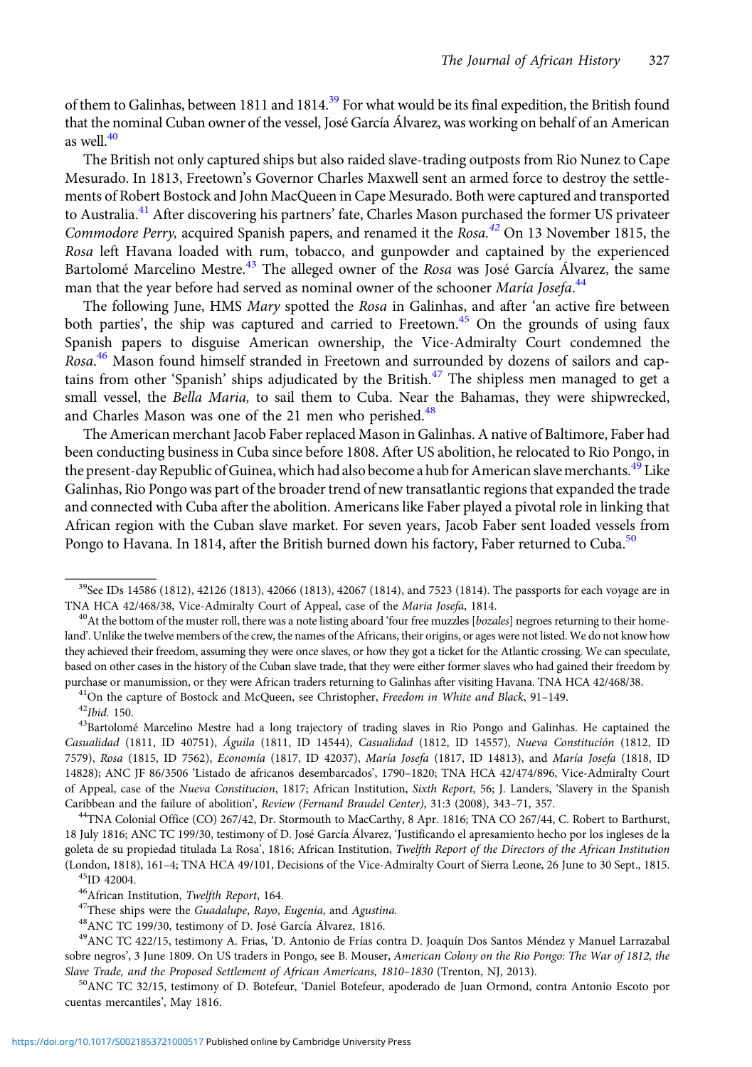of them to Galinhas, between 1811 and 1814.[39] For what would be its final expedition, the British found that the nominal Cuban owner of the vessel, José García Álvarez, was working on behalf of an American as well.[40]

The British not only captured ships but also raided slave-trading outposts from Rio Nunez to Cape Mesurado. In 1813, Freetown's Governor Charles Maxwell sent an armed force to destroy the settlements of Robert Bostock and John MacQueen in Cape Mesurado. Both were captured and transported to Australia.[41] After discovering his partners' fate, Charles Mason purchased the former US privateer *Commodore Perry,* acquired Spanish papers, and renamed it the *Rosa.*[42] On 13 November 1815, the *Rosa* left Havana loaded with rum, tobacco, and gunpowder and captained by the experienced Bartolomé Marcelino Mestre.[43] The alleged owner of the *Rosa* was José García Álvarez, the same man that the year before had served as nominal owner of the schooner *María Josefa*.[44]

The following June, HMS *Mary* spotted the *Rosa* in Galinhas, and after 'an active fire between both parties', the ship was captured and carried to Freetown.[45] On the grounds of using faux Spanish papers to disguise American ownership, the Vice-Admiralty Court condemned the *Rosa*.[46] Mason found himself stranded in Freetown and surrounded by dozens of sailors and captains from other 'Spanish' ships adjudicated by the British.[47] The shipless men managed to get a small vessel, the *Bella Maria,* to sail them to Cuba. Near the Bahamas, they were shipwrecked, and Charles Mason was one of the 21 men who perished.[48]

The American merchant Jacob Faber replaced Mason in Galinhas. A native of Baltimore, Faber had been conducting business in Cuba since before 1808. After US abolition, he relocated to Rio Pongo, in the present-day Republic of Guinea, which had also become a hub for American slave merchants.[49] Like Galinhas, Rio Pongo was part of the broader trend of new transatlantic regions that expanded the trade and connected with Cuba after the abolition. Americans like Faber played a pivotal role in linking that African region with the Cuban slave market. For seven years, Jacob Faber sent loaded vessels from Pongo to Havana. In 1814, after the British burned down his factory, Faber returned to Cuba.[50]

---

[39]See IDs 14586 (1812), 42126 (1813), 42066 (1813), 42067 (1814), and 7523 (1814). The passports for each voyage are in TNA HCA 42/468/38, Vice-Admiralty Court of Appeal, case of the *Maria Josefa*, 1814.

[40]At the bottom of the muster roll, there was a note listing aboard 'four free muzzles [*bozales*] negroes returning to their homeland'. Unlike the twelve members of the crew, the names of the Africans, their origins, or ages were not listed. We do not know how they achieved their freedom, assuming they were once slaves, or how they got a ticket for the Atlantic crossing. We can speculate, based on other cases in the history of the Cuban slave trade, that they were either former slaves who had gained their freedom by purchase or manumission, or they were African traders returning to Galinhas after visiting Havana. TNA HCA 42/468/38.

[41]On the capture of Bostock and McQueen, see Christopher, *Freedom in White and Black*, 91–149.

[42]*Ibid.* 150.

[43]Bartolomé Marcelino Mestre had a long trajectory of trading slaves in Rio Pongo and Galinhas. He captained the *Casualidad* (1811, ID 40751), *Águila* (1811, ID 14544), *Casualidad* (1812, ID 14557), *Nueva Constitución* (1812, ID 7579), *Rosa* (1815, ID 7562), *Economía* (1817, ID 42037), *María Josefa* (1817, ID 14813), and *María Josefa* (1818, ID 14828); ANC JF 86/3506 'Listado de africanos desembarcados', 1790–1820; TNA HCA 42/474/896, Vice-Admiralty Court of Appeal, case of the *Nueva Constitucion*, 1817; African Institution, *Sixth Report*, 56; J. Landers, 'Slavery in the Spanish Caribbean and the failure of abolition', *Review (Fernand Braudel Center)*, 31:3 (2008), 343–71, 357.

[44]TNA Colonial Office (CO) 267/42, Dr. Stormouth to MacCarthy, 8 Apr. 1816; TNA CO 267/44, C. Robert to Barthurst, 18 July 1816; ANC TC 199/30, testimony of D. José García Álvarez, 'Justificando el apresamiento hecho por los ingleses de la goleta de su propiedad titulada La Rosa', 1816; African Institution, *Twelfth Report of the Directors of the African Institution* (London, 1818), 161–4; TNA HCA 49/101, Decisions of the Vice-Admiralty Court of Sierra Leone, 26 June to 30 Sept., 1815.

[45]ID 42004.

[46]African Institution, *Twelfth Report*, 164.

[47]These ships were the *Guadalupe*, *Rayo*, *Eugenia*, and *Agustina.*

[48]ANC TC 199/30, testimony of D. José García Álvarez, 1816.

[49]ANC TC 422/15, testimony A. Frias, 'D. Antonio de Frías contra D. Joaquín Dos Santos Méndez y Manuel Larrazabal sobre negros', 3 June 1809. On US traders in Pongo, see B. Mouser, *American Colony on the Rio Pongo: The War of 1812, the Slave Trade, and the Proposed Settlement of African Americans, 1810–1830* (Trenton, NJ, 2013).

[50]ANC TC 32/15, testimony of D. Botefeur, 'Daniel Botefeur, apoderado de Juan Ormond, contra Antonio Escoto por cuentas mercantiles', May 1816.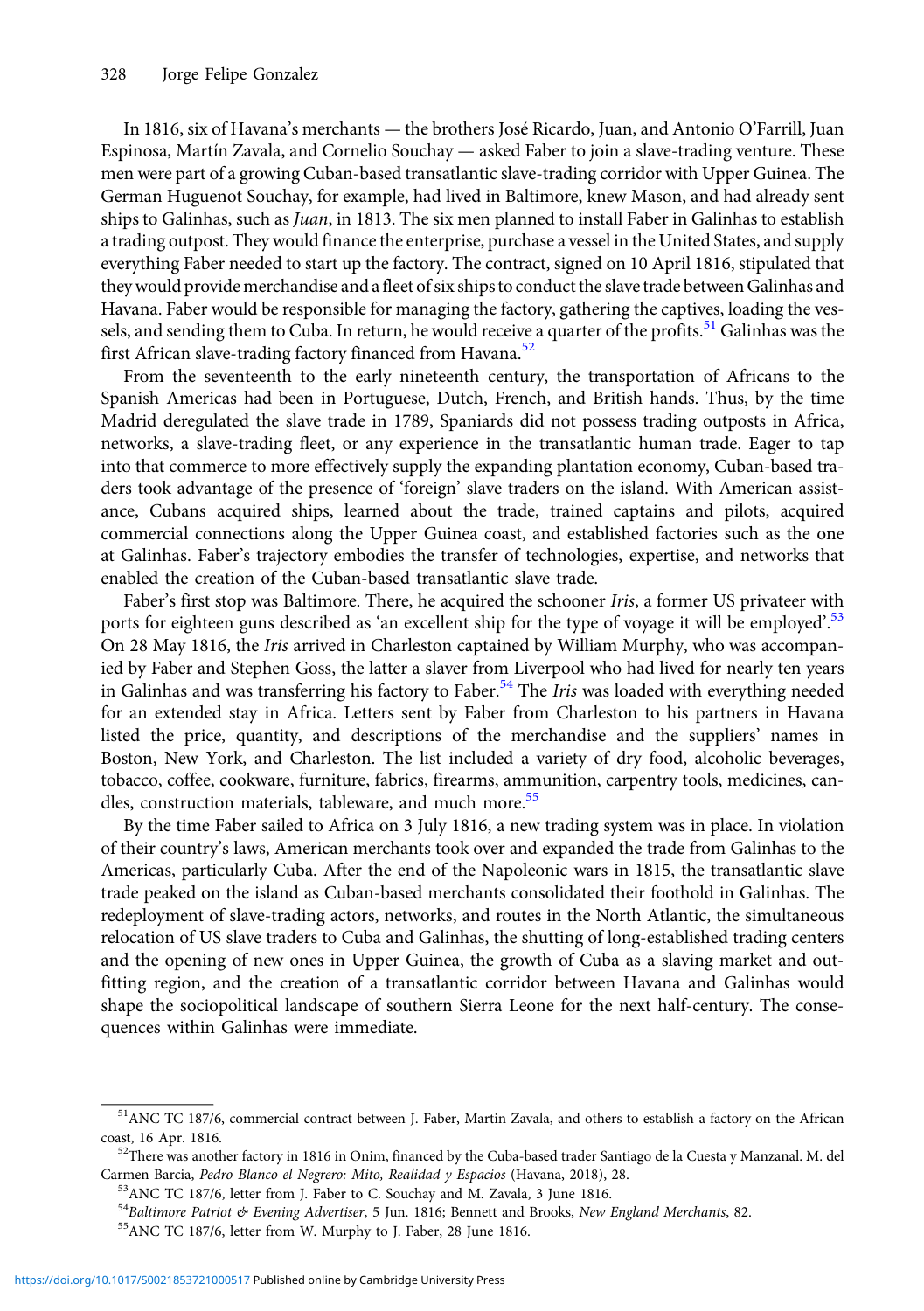In 1816, six of Havana's merchants — the brothers José Ricardo, Juan, and Antonio O'Farrill, Juan Espinosa, Martín Zavala, and Cornelio Souchay — asked Faber to join a slave-trading venture. These men were part of a growing Cuban-based transatlantic slave-trading corridor with Upper Guinea. The German Huguenot Souchay, for example, had lived in Baltimore, knew Mason, and had already sent ships to Galinhas, such as *Juan*, in 1813. The six men planned to install Faber in Galinhas to establish a trading outpost. They would finance the enterprise, purchase a vessel in the United States, and supply everything Faber needed to start up the factory. The contract, signed on 10 April 1816, stipulated that they would provide merchandise and a fleet of six ships to conduct the slave trade between Galinhas and Havana. Faber would be responsible for managing the factory, gathering the captives, loading the vessels, and sending them to Cuba. In return, he would receive a quarter of the profits.[51] Galinhas was the first African slave-trading factory financed from Havana.[52]

From the seventeenth to the early nineteenth century, the transportation of Africans to the Spanish Americas had been in Portuguese, Dutch, French, and British hands. Thus, by the time Madrid deregulated the slave trade in 1789, Spaniards did not possess trading outposts in Africa, networks, a slave-trading fleet, or any experience in the transatlantic human trade. Eager to tap into that commerce to more effectively supply the expanding plantation economy, Cuban-based traders took advantage of the presence of 'foreign' slave traders on the island. With American assistance, Cubans acquired ships, learned about the trade, trained captains and pilots, acquired commercial connections along the Upper Guinea coast, and established factories such as the one at Galinhas. Faber's trajectory embodies the transfer of technologies, expertise, and networks that enabled the creation of the Cuban-based transatlantic slave trade.

Faber's first stop was Baltimore. There, he acquired the schooner *Iris*, a former US privateer with ports for eighteen guns described as 'an excellent ship for the type of voyage it will be employed'.[53] On 28 May 1816, the *Iris* arrived in Charleston captained by William Murphy, who was accompanied by Faber and Stephen Goss, the latter a slaver from Liverpool who had lived for nearly ten years in Galinhas and was transferring his factory to Faber.[54] The *Iris* was loaded with everything needed for an extended stay in Africa. Letters sent by Faber from Charleston to his partners in Havana listed the price, quantity, and descriptions of the merchandise and the suppliers' names in Boston, New York, and Charleston. The list included a variety of dry food, alcoholic beverages, tobacco, coffee, cookware, furniture, fabrics, firearms, ammunition, carpentry tools, medicines, candles, construction materials, tableware, and much more.[55]

By the time Faber sailed to Africa on 3 July 1816, a new trading system was in place. In violation of their country's laws, American merchants took over and expanded the trade from Galinhas to the Americas, particularly Cuba. After the end of the Napoleonic wars in 1815, the transatlantic slave trade peaked on the island as Cuban-based merchants consolidated their foothold in Galinhas. The redeployment of slave-trading actors, networks, and routes in the North Atlantic, the simultaneous relocation of US slave traders to Cuba and Galinhas, the shutting of long-established trading centers and the opening of new ones in Upper Guinea, the growth of Cuba as a slaving market and outfitting region, and the creation of a transatlantic corridor between Havana and Galinhas would shape the sociopolitical landscape of southern Sierra Leone for the next half-century. The consequences within Galinhas were immediate.

---

[51] ANC TC 187/6, commercial contract between J. Faber, Martin Zavala, and others to establish a factory on the African coast, 16 Apr. 1816.

[52] There was another factory in 1816 in Onim, financed by the Cuba-based trader Santiago de la Cuesta y Manzanal. M. del Carmen Barcia, *Pedro Blanco el Negrero: Mito, Realidad y Espacios* (Havana, 2018), 28.

[53] ANC TC 187/6, letter from J. Faber to C. Souchay and M. Zavala, 3 June 1816.

[54] *Baltimore Patriot & Evening Advertiser*, 5 Jun. 1816; Bennett and Brooks, *New England Merchants*, 82.

[55] ANC TC 187/6, letter from W. Murphy to J. Faber, 28 June 1816.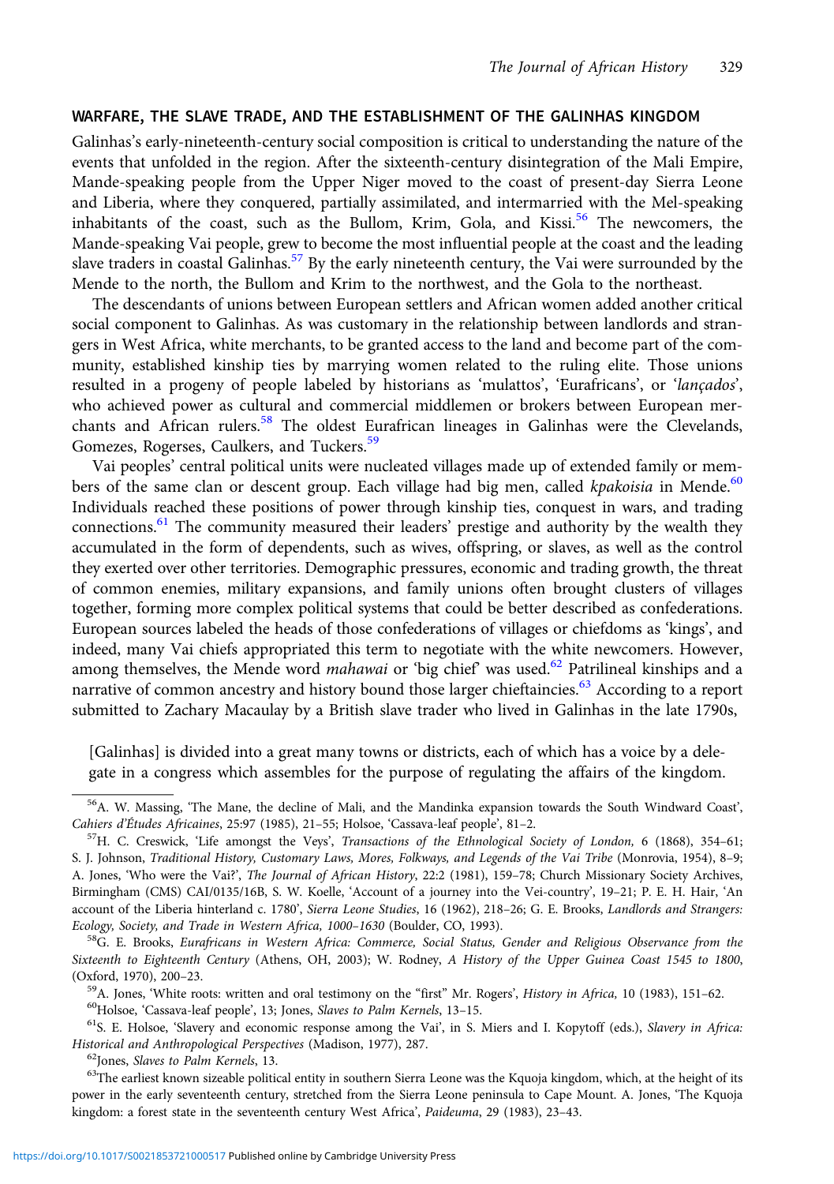## WARFARE, THE SLAVE TRADE, AND THE ESTABLISHMENT OF THE GALINHAS KINGDOM

Galinhas's early-nineteenth-century social composition is critical to understanding the nature of the events that unfolded in the region. After the sixteenth-century disintegration of the Mali Empire, Mande-speaking people from the Upper Niger moved to the coast of present-day Sierra Leone and Liberia, where they conquered, partially assimilated, and intermarried with the Mel-speaking inhabitants of the coast, such as the Bullom, Krim, Gola, and Kissi.[56] The newcomers, the Mande-speaking Vai people, grew to become the most influential people at the coast and the leading slave traders in coastal Galinhas.[57] By the early nineteenth century, the Vai were surrounded by the Mende to the north, the Bullom and Krim to the northwest, and the Gola to the northeast.

The descendants of unions between European settlers and African women added another critical social component to Galinhas. As was customary in the relationship between landlords and strangers in West Africa, white merchants, to be granted access to the land and become part of the community, established kinship ties by marrying women related to the ruling elite. Those unions resulted in a progeny of people labeled by historians as 'mulattos', 'Eurafricans', or '*lançados*', who achieved power as cultural and commercial middlemen or brokers between European merchants and African rulers.[58] The oldest Eurafrican lineages in Galinhas were the Clevelands, Gomezes, Rogerses, Caulkers, and Tuckers.[59]

Vai peoples' central political units were nucleated villages made up of extended family or members of the same clan or descent group. Each village had big men, called *kpakoisia* in Mende.[60] Individuals reached these positions of power through kinship ties, conquest in wars, and trading connections.[61] The community measured their leaders' prestige and authority by the wealth they accumulated in the form of dependents, such as wives, offspring, or slaves, as well as the control they exerted over other territories. Demographic pressures, economic and trading growth, the threat of common enemies, military expansions, and family unions often brought clusters of villages together, forming more complex political systems that could be better described as confederations. European sources labeled the heads of those confederations of villages or chiefdoms as 'kings', and indeed, many Vai chiefs appropriated this term to negotiate with the white newcomers. However, among themselves, the Mende word *mahawai* or 'big chief' was used.[62] Patrilineal kinships and a narrative of common ancestry and history bound those larger chieftaincies.[63] According to a report submitted to Zachary Macaulay by a British slave trader who lived in Galinhas in the late 1790s,

> [Galinhas] is divided into a great many towns or districts, each of which has a voice by a delegate in a congress which assembles for the purpose of regulating the affairs of the kingdom.

---

[56] A. W. Massing, 'The Mane, the decline of Mali, and the Mandinka expansion towards the South Windward Coast', *Cahiers d'Études Africaines*, 25:97 (1985), 21–55; Holsoe, 'Cassava-leaf people', 81–2.

[57] H. C. Creswick, 'Life amongst the Veys', *Transactions of the Ethnological Society of London,* 6 (1868), 354–61; S. J. Johnson, *Traditional History, Customary Laws, Mores, Folkways, and Legends of the Vai Tribe* (Monrovia, 1954), 8–9; A. Jones, 'Who were the Vai?', *The Journal of African History*, 22:2 (1981), 159–78; Church Missionary Society Archives, Birmingham (CMS) CAI/0135/16B, S. W. Koelle, 'Account of a journey into the Vei-country', 19–21; P. E. H. Hair, 'An account of the Liberia hinterland c. 1780', *Sierra Leone Studies*, 16 (1962), 218–26; G. E. Brooks, *Landlords and Strangers: Ecology, Society, and Trade in Western Africa, 1000–1630* (Boulder, CO, 1993).

[58] G. E. Brooks, *Eurafricans in Western Africa: Commerce, Social Status, Gender and Religious Observance from the Sixteenth to Eighteenth Century* (Athens, OH, 2003); W. Rodney, *A History of the Upper Guinea Coast 1545 to 1800*, (Oxford, 1970), 200–23.

[59] A. Jones, 'White roots: written and oral testimony on the "first" Mr. Rogers', *History in Africa,* 10 (1983), 151–62.

[60] Holsoe, 'Cassava-leaf people', 13; Jones, *Slaves to Palm Kernels*, 13–15.

[61] S. E. Holsoe, 'Slavery and economic response among the Vai', in S. Miers and I. Kopytoff (eds.), *Slavery in Africa: Historical and Anthropological Perspectives* (Madison, 1977), 287.

[62] Jones, *Slaves to Palm Kernels*, 13.

[63] The earliest known sizeable political entity in southern Sierra Leone was the Kquoja kingdom, which, at the height of its power in the early seventeenth century, stretched from the Sierra Leone peninsula to Cape Mount. A. Jones, 'The Kquoja kingdom: a forest state in the seventeenth century West Africa', *Paideuma*, 29 (1983), 23–43.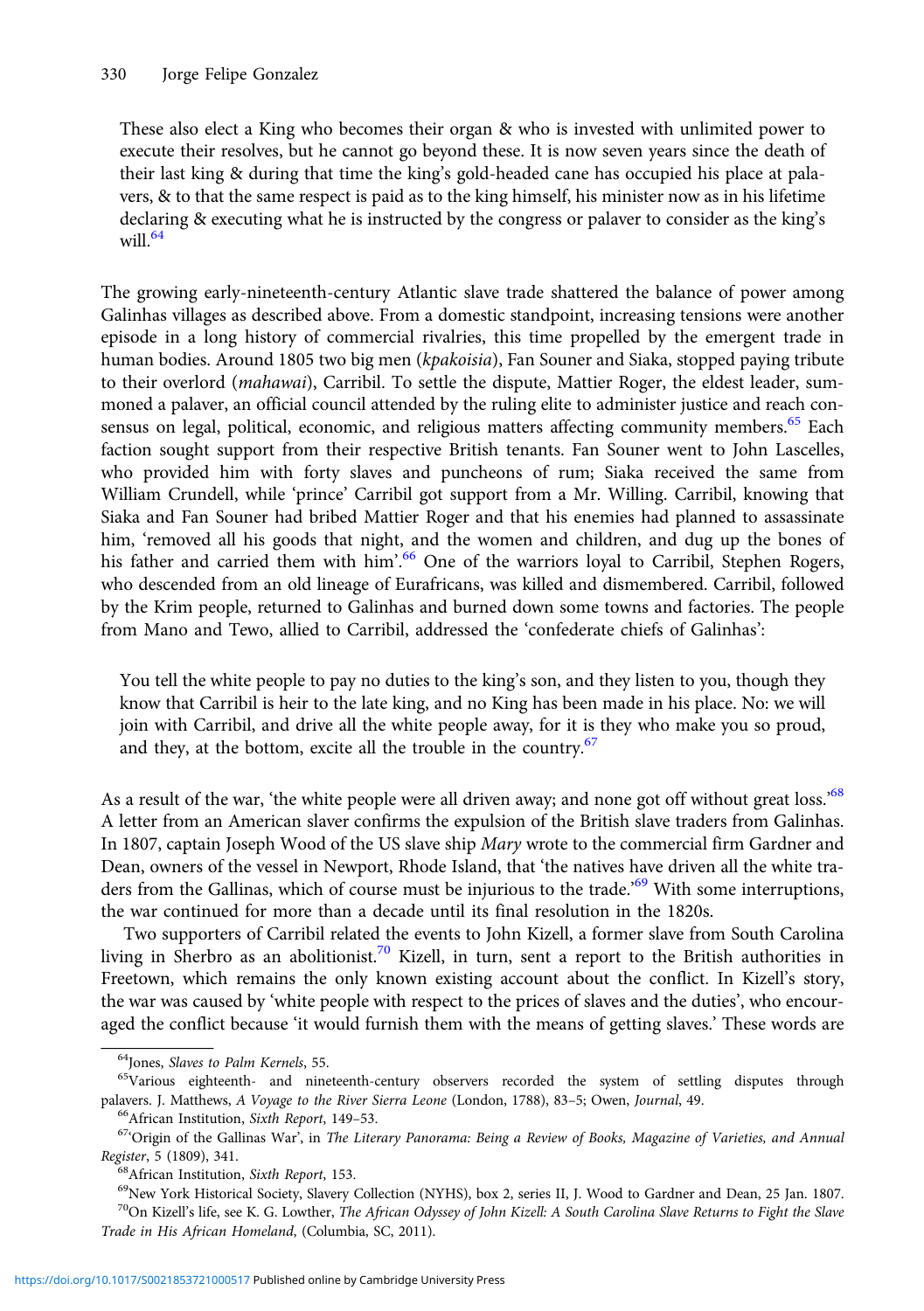> These also elect a King who becomes their organ & who is invested with unlimited power to execute their resolves, but he cannot go beyond these. It is now seven years since the death of their last king & during that time the king's gold-headed cane has occupied his place at palavers, & to that the same respect is paid as to the king himself, his minister now as in his lifetime declaring & executing what he is instructed by the congress or palaver to consider as the king's will.[64]

The growing early-nineteenth-century Atlantic slave trade shattered the balance of power among Galinhas villages as described above. From a domestic standpoint, increasing tensions were another episode in a long history of commercial rivalries, this time propelled by the emergent trade in human bodies. Around 1805 two big men (*kpakoisia*), Fan Souner and Siaka, stopped paying tribute to their overlord (*mahawai*), Carribil. To settle the dispute, Mattier Roger, the eldest leader, summoned a palaver, an official council attended by the ruling elite to administer justice and reach consensus on legal, political, economic, and religious matters affecting community members.[65] Each faction sought support from their respective British tenants. Fan Souner went to John Lascelles, who provided him with forty slaves and puncheons of rum; Siaka received the same from William Crundell, while 'prince' Carribil got support from a Mr. Willing. Carribil, knowing that Siaka and Fan Souner had bribed Mattier Roger and that his enemies had planned to assassinate him, 'removed all his goods that night, and the women and children, and dug up the bones of his father and carried them with him'.[66] One of the warriors loyal to Carribil, Stephen Rogers, who descended from an old lineage of Eurafricans, was killed and dismembered. Carribil, followed by the Krim people, returned to Galinhas and burned down some towns and factories. The people from Mano and Tewo, allied to Carribil, addressed the 'confederate chiefs of Galinhas':

> You tell the white people to pay no duties to the king's son, and they listen to you, though they know that Carribil is heir to the late king, and no King has been made in his place. No: we will join with Carribil, and drive all the white people away, for it is they who make you so proud, and they, at the bottom, excite all the trouble in the country.[67]

As a result of the war, 'the white people were all driven away; and none got off without great loss.'[68] A letter from an American slaver confirms the expulsion of the British slave traders from Galinhas. In 1807, captain Joseph Wood of the US slave ship *Mary* wrote to the commercial firm Gardner and Dean, owners of the vessel in Newport, Rhode Island, that 'the natives have driven all the white traders from the Gallinas, which of course must be injurious to the trade.'[69] With some interruptions, the war continued for more than a decade until its final resolution in the 1820s.

Two supporters of Carribil related the events to John Kizell, a former slave from South Carolina living in Sherbro as an abolitionist.[70] Kizell, in turn, sent a report to the British authorities in Freetown, which remains the only known existing account about the conflict. In Kizell's story, the war was caused by 'white people with respect to the prices of slaves and the duties', who encouraged the conflict because 'it would furnish them with the means of getting slaves.' These words are

[64] Jones, *Slaves to Palm Kernels*, 55.

[65] Various eighteenth- and nineteenth-century observers recorded the system of settling disputes through palavers. J. Matthews, *A Voyage to the River Sierra Leone* (London, 1788), 83–5; Owen, *Journal*, 49.

[66] African Institution, *Sixth Report*, 149–53.

[67] 'Origin of the Gallinas War', in *The Literary Panorama: Being a Review of Books, Magazine of Varieties, and Annual Register*, 5 (1809), 341.

[68] African Institution, *Sixth Report*, 153.

[69] New York Historical Society, Slavery Collection (NYHS), box 2, series II, J. Wood to Gardner and Dean, 25 Jan. 1807.

[70] On Kizell's life, see K. G. Lowther, *The African Odyssey of John Kizell: A South Carolina Slave Returns to Fight the Slave Trade in His African Homeland*, (Columbia, SC, 2011).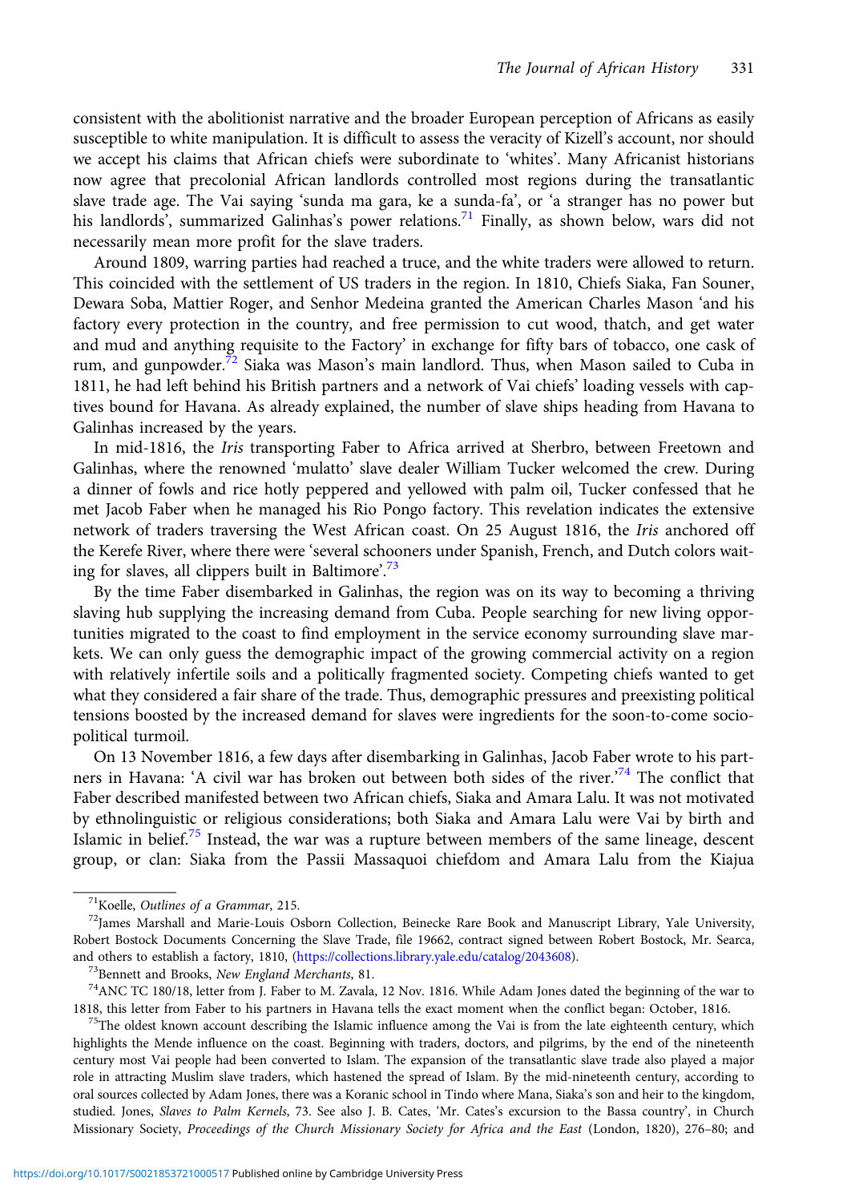consistent with the abolitionist narrative and the broader European perception of Africans as easily susceptible to white manipulation. It is difficult to assess the veracity of Kizell's account, nor should we accept his claims that African chiefs were subordinate to 'whites'. Many Africanist historians now agree that precolonial African landlords controlled most regions during the transatlantic slave trade age. The Vai saying 'sunda ma gara, ke a sunda-fa', or 'a stranger has no power but his landlords', summarized Galinhas's power relations.[71] Finally, as shown below, wars did not necessarily mean more profit for the slave traders.

Around 1809, warring parties had reached a truce, and the white traders were allowed to return. This coincided with the settlement of US traders in the region. In 1810, Chiefs Siaka, Fan Souner, Dewara Soba, Mattier Roger, and Senhor Medeina granted the American Charles Mason 'and his factory every protection in the country, and free permission to cut wood, thatch, and get water and mud and anything requisite to the Factory' in exchange for fifty bars of tobacco, one cask of rum, and gunpowder.[72] Siaka was Mason's main landlord. Thus, when Mason sailed to Cuba in 1811, he had left behind his British partners and a network of Vai chiefs' loading vessels with captives bound for Havana. As already explained, the number of slave ships heading from Havana to Galinhas increased by the years.

In mid-1816, the *Iris* transporting Faber to Africa arrived at Sherbro, between Freetown and Galinhas, where the renowned 'mulatto' slave dealer William Tucker welcomed the crew. During a dinner of fowls and rice hotly peppered and yellowed with palm oil, Tucker confessed that he met Jacob Faber when he managed his Rio Pongo factory. This revelation indicates the extensive network of traders traversing the West African coast. On 25 August 1816, the *Iris* anchored off the Kerefe River, where there were 'several schooners under Spanish, French, and Dutch colors waiting for slaves, all clippers built in Baltimore'.[73]

By the time Faber disembarked in Galinhas, the region was on its way to becoming a thriving slaving hub supplying the increasing demand from Cuba. People searching for new living opportunities migrated to the coast to find employment in the service economy surrounding slave markets. We can only guess the demographic impact of the growing commercial activity on a region with relatively infertile soils and a politically fragmented society. Competing chiefs wanted to get what they considered a fair share of the trade. Thus, demographic pressures and preexisting political tensions boosted by the increased demand for slaves were ingredients for the soon-to-come sociopolitical turmoil.

On 13 November 1816, a few days after disembarking in Galinhas, Jacob Faber wrote to his partners in Havana: 'A civil war has broken out between both sides of the river.'[74] The conflict that Faber described manifested between two African chiefs, Siaka and Amara Lalu. It was not motivated by ethnolinguistic or religious considerations; both Siaka and Amara Lalu were Vai by birth and Islamic in belief.[75] Instead, the war was a rupture between members of the same lineage, descent group, or clan: Siaka from the Passii Massaquoi chiefdom and Amara Lalu from the Kiajua

---

[71] Koelle, *Outlines of a Grammar*, 215.

[72] James Marshall and Marie-Louis Osborn Collection, Beinecke Rare Book and Manuscript Library, Yale University, Robert Bostock Documents Concerning the Slave Trade, file 19662, contract signed between Robert Bostock, Mr. Searca, and others to establish a factory, 1810, (https://collections.library.yale.edu/catalog/2043608).

[73] Bennett and Brooks, *New England Merchants*, 81.

[74] ANC TC 180/18, letter from J. Faber to M. Zavala, 12 Nov. 1816. While Adam Jones dated the beginning of the war to 1818, this letter from Faber to his partners in Havana tells the exact moment when the conflict began: October, 1816.

[75] The oldest known account describing the Islamic influence among the Vai is from the late eighteenth century, which highlights the Mende influence on the coast. Beginning with traders, doctors, and pilgrims, by the end of the nineteenth century most Vai people had been converted to Islam. The expansion of the transatlantic slave trade also played a major role in attracting Muslim slave traders, which hastened the spread of Islam. By the mid-nineteenth century, according to oral sources collected by Adam Jones, there was a Koranic school in Tindo where Mana, Siaka's son and heir to the kingdom, studied. Jones, *Slaves to Palm Kernels*, 73. See also J. B. Cates, 'Mr. Cates's excursion to the Bassa country', in Church Missionary Society, *Proceedings of the Church Missionary Society for Africa and the East* (London, 1820), 276–80; and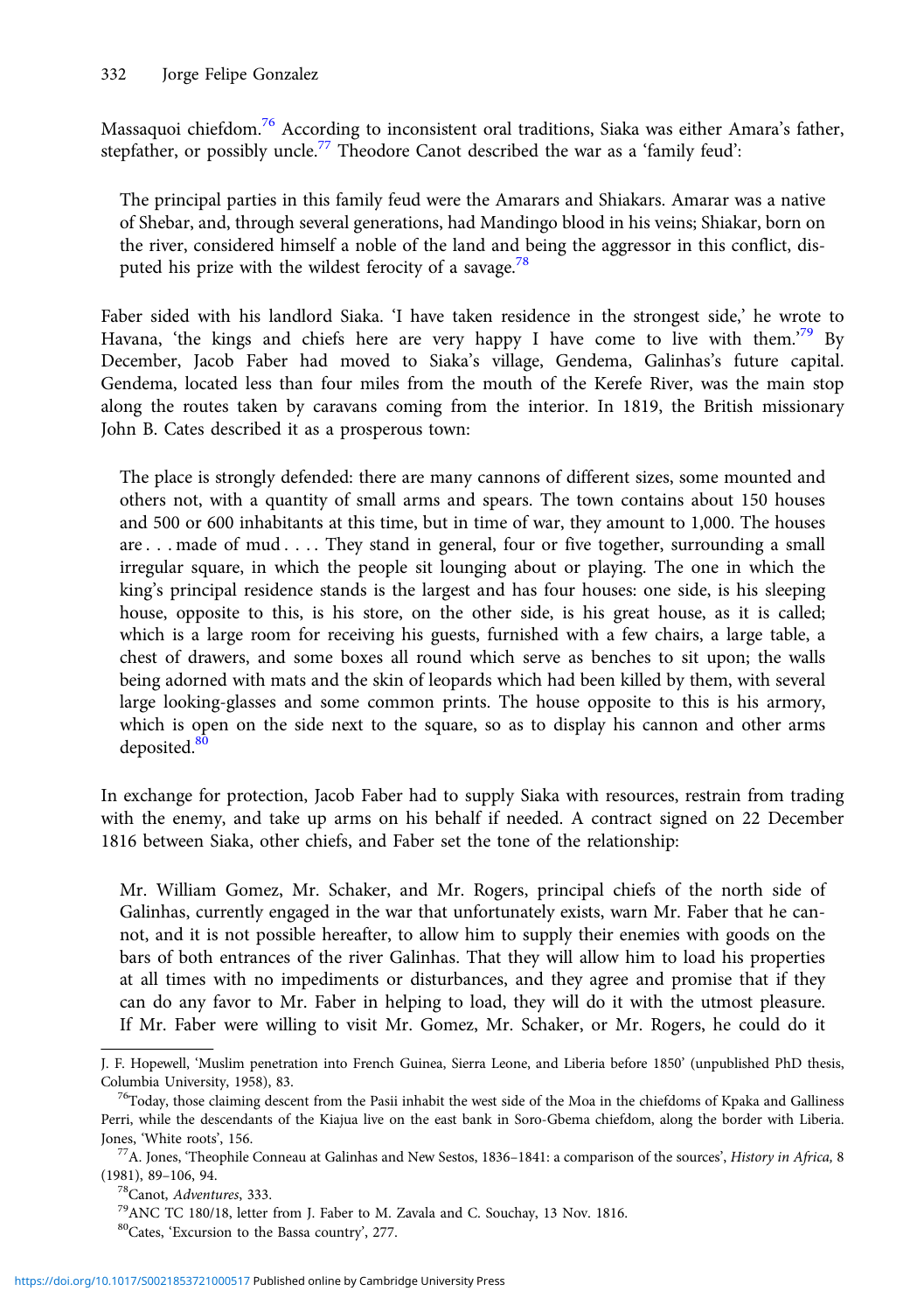Massaquoi chiefdom.[76] According to inconsistent oral traditions, Siaka was either Amara's father, stepfather, or possibly uncle.[77] Theodore Canot described the war as a 'family feud':

> The principal parties in this family feud were the Amarars and Shiakars. Amarar was a native of Shebar, and, through several generations, had Mandingo blood in his veins; Shiakar, born on the river, considered himself a noble of the land and being the aggressor in this conflict, disputed his prize with the wildest ferocity of a savage.[78]

Faber sided with his landlord Siaka. 'I have taken residence in the strongest side,' he wrote to Havana, 'the kings and chiefs here are very happy I have come to live with them.'[79] By December, Jacob Faber had moved to Siaka's village, Gendema, Galinhas's future capital. Gendema, located less than four miles from the mouth of the Kerefe River, was the main stop along the routes taken by caravans coming from the interior. In 1819, the British missionary John B. Cates described it as a prosperous town:

> The place is strongly defended: there are many cannons of different sizes, some mounted and others not, with a quantity of small arms and spears. The town contains about 150 houses and 500 or 600 inhabitants at this time, but in time of war, they amount to 1,000. The houses are . . . made of mud . . . . They stand in general, four or five together, surrounding a small irregular square, in which the people sit lounging about or playing. The one in which the king's principal residence stands is the largest and has four houses: one side, is his sleeping house, opposite to this, is his store, on the other side, is his great house, as it is called; which is a large room for receiving his guests, furnished with a few chairs, a large table, a chest of drawers, and some boxes all round which serve as benches to sit upon; the walls being adorned with mats and the skin of leopards which had been killed by them, with several large looking-glasses and some common prints. The house opposite to this is his armory, which is open on the side next to the square, so as to display his cannon and other arms deposited.[80]

In exchange for protection, Jacob Faber had to supply Siaka with resources, restrain from trading with the enemy, and take up arms on his behalf if needed. A contract signed on 22 December 1816 between Siaka, other chiefs, and Faber set the tone of the relationship:

> Mr. William Gomez, Mr. Schaker, and Mr. Rogers, principal chiefs of the north side of Galinhas, currently engaged in the war that unfortunately exists, warn Mr. Faber that he cannot, and it is not possible hereafter, to allow him to supply their enemies with goods on the bars of both entrances of the river Galinhas. That they will allow him to load his properties at all times with no impediments or disturbances, and they agree and promise that if they can do any favor to Mr. Faber in helping to load, they will do it with the utmost pleasure. If Mr. Faber were willing to visit Mr. Gomez, Mr. Schaker, or Mr. Rogers, he could do it

---

J. F. Hopewell, 'Muslim penetration into French Guinea, Sierra Leone, and Liberia before 1850' (unpublished PhD thesis, Columbia University, 1958), 83.

[76] Today, those claiming descent from the Pasii inhabit the west side of the Moa in the chiefdoms of Kpaka and Galliness Perri, while the descendants of the Kiajua live on the east bank in Soro-Gbema chiefdom, along the border with Liberia. Jones, 'White roots', 156.

[77] A. Jones, 'Theophile Conneau at Galinhas and New Sestos, 1836–1841: a comparison of the sources', *History in Africa*, 8 (1981), 89–106, 94.

[78] Canot, *Adventures*, 333.

[79] ANC TC 180/18, letter from J. Faber to M. Zavala and C. Souchay, 13 Nov. 1816.

[80] Cates, 'Excursion to the Bassa country', 277.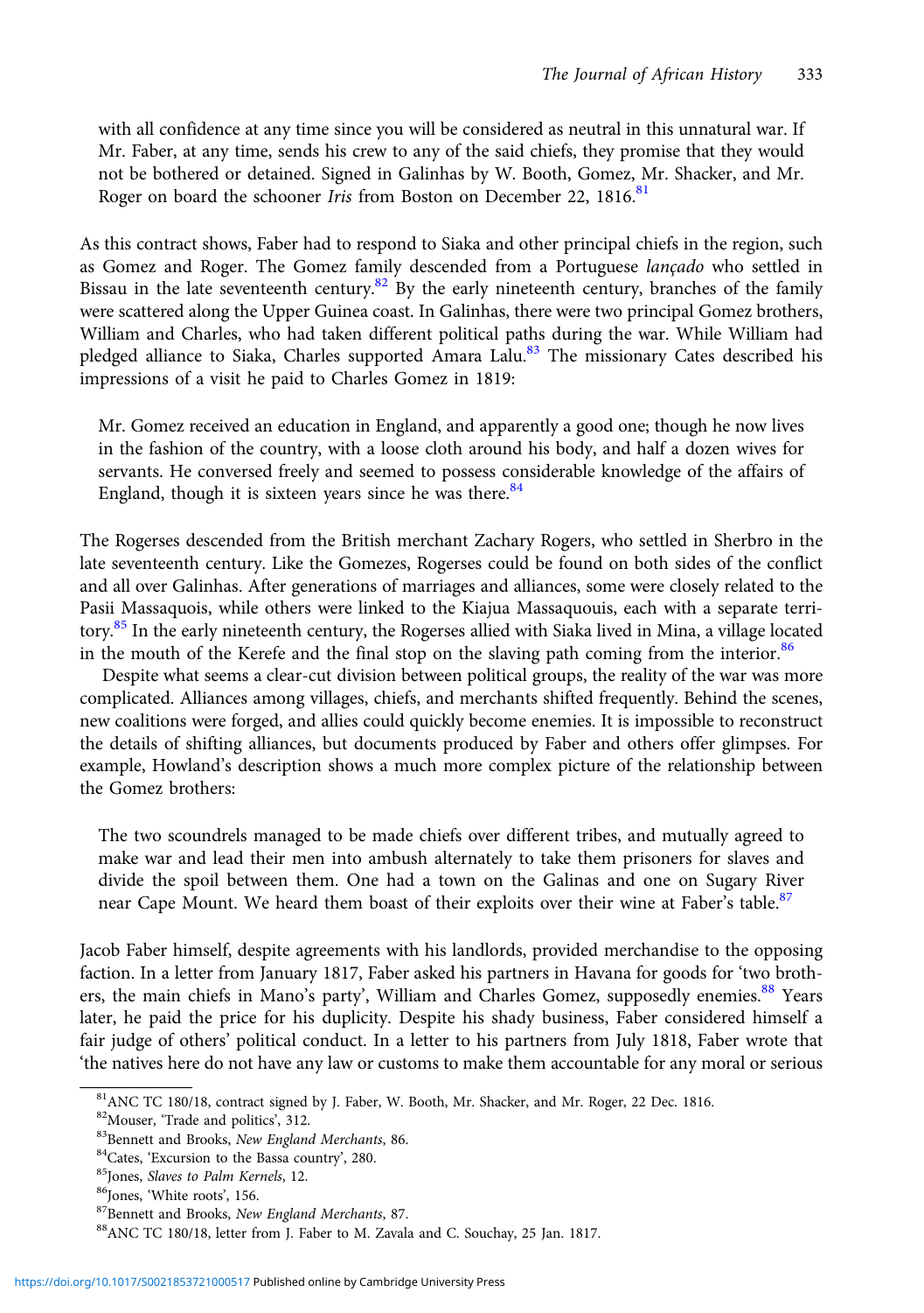> with all confidence at any time since you will be considered as neutral in this unnatural war. If Mr. Faber, at any time, sends his crew to any of the said chiefs, they promise that they would not be bothered or detained. Signed in Galinhas by W. Booth, Gomez, Mr. Shacker, and Mr. Roger on board the schooner *Iris* from Boston on December 22, 1816.[81]

As this contract shows, Faber had to respond to Siaka and other principal chiefs in the region, such as Gomez and Roger. The Gomez family descended from a Portuguese *lançado* who settled in Bissau in the late seventeenth century.[82] By the early nineteenth century, branches of the family were scattered along the Upper Guinea coast. In Galinhas, there were two principal Gomez brothers, William and Charles, who had taken different political paths during the war. While William had pledged alliance to Siaka, Charles supported Amara Lalu.[83] The missionary Cates described his impressions of a visit he paid to Charles Gomez in 1819:

> Mr. Gomez received an education in England, and apparently a good one; though he now lives in the fashion of the country, with a loose cloth around his body, and half a dozen wives for servants. He conversed freely and seemed to possess considerable knowledge of the affairs of England, though it is sixteen years since he was there.[84]

The Rogerses descended from the British merchant Zachary Rogers, who settled in Sherbro in the late seventeenth century. Like the Gomezes, Rogerses could be found on both sides of the conflict and all over Galinhas. After generations of marriages and alliances, some were closely related to the Pasii Massaquois, while others were linked to the Kiajua Massaquouis, each with a separate territory.[85] In the early nineteenth century, the Rogerses allied with Siaka lived in Mina, a village located in the mouth of the Kerefe and the final stop on the slaving path coming from the interior.[86]

Despite what seems a clear-cut division between political groups, the reality of the war was more complicated. Alliances among villages, chiefs, and merchants shifted frequently. Behind the scenes, new coalitions were forged, and allies could quickly become enemies. It is impossible to reconstruct the details of shifting alliances, but documents produced by Faber and others offer glimpses. For example, Howland's description shows a much more complex picture of the relationship between the Gomez brothers:

> The two scoundrels managed to be made chiefs over different tribes, and mutually agreed to make war and lead their men into ambush alternately to take them prisoners for slaves and divide the spoil between them. One had a town on the Galinas and one on Sugary River near Cape Mount. We heard them boast of their exploits over their wine at Faber's table.[87]

Jacob Faber himself, despite agreements with his landlords, provided merchandise to the opposing faction. In a letter from January 1817, Faber asked his partners in Havana for goods for 'two brothers, the main chiefs in Mano's party', William and Charles Gomez, supposedly enemies.[88] Years later, he paid the price for his duplicity. Despite his shady business, Faber considered himself a fair judge of others' political conduct. In a letter to his partners from July 1818, Faber wrote that 'the natives here do not have any law or customs to make them accountable for any moral or serious

---

[81] ANC TC 180/18, contract signed by J. Faber, W. Booth, Mr. Shacker, and Mr. Roger, 22 Dec. 1816.

[82] Mouser, 'Trade and politics', 312.

[83] Bennett and Brooks, *New England Merchants*, 86.

[84] Cates, 'Excursion to the Bassa country', 280.

[85] Jones, *Slaves to Palm Kernels*, 12.

[86] Jones, 'White roots', 156.

[87] Bennett and Brooks, *New England Merchants*, 87.

[88] ANC TC 180/18, letter from J. Faber to M. Zavala and C. Souchay, 25 Jan. 1817.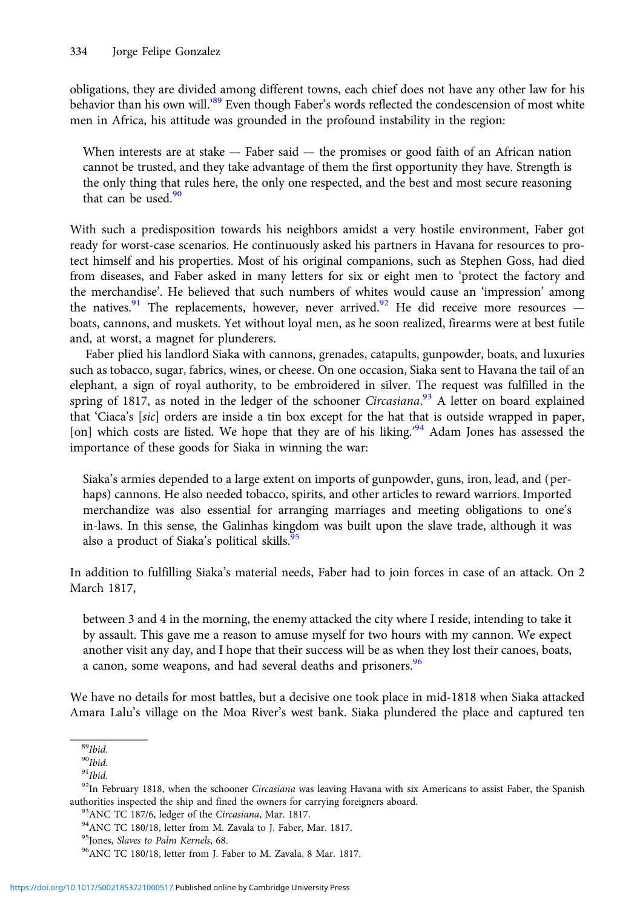obligations, they are divided among different towns, each chief does not have any other law for his behavior than his own will.'[89] Even though Faber's words reflected the condescension of most white men in Africa, his attitude was grounded in the profound instability in the region:

> When interests are at stake — Faber said — the promises or good faith of an African nation cannot be trusted, and they take advantage of them the first opportunity they have. Strength is the only thing that rules here, the only one respected, and the best and most secure reasoning that can be used.[90]

With such a predisposition towards his neighbors amidst a very hostile environment, Faber got ready for worst-case scenarios. He continuously asked his partners in Havana for resources to protect himself and his properties. Most of his original companions, such as Stephen Goss, had died from diseases, and Faber asked in many letters for six or eight men to 'protect the factory and the merchandise'. He believed that such numbers of whites would cause an 'impression' among the natives.[91] The replacements, however, never arrived.[92] He did receive more resources — boats, cannons, and muskets. Yet without loyal men, as he soon realized, firearms were at best futile and, at worst, a magnet for plunderers.

Faber plied his landlord Siaka with cannons, grenades, catapults, gunpowder, boats, and luxuries such as tobacco, sugar, fabrics, wines, or cheese. On one occasion, Siaka sent to Havana the tail of an elephant, a sign of royal authority, to be embroidered in silver. The request was fulfilled in the spring of 1817, as noted in the ledger of the schooner *Circasiana*.[93] A letter on board explained that 'Ciaca's [*sic*] orders are inside a tin box except for the hat that is outside wrapped in paper, [on] which costs are listed. We hope that they are of his liking.'[94] Adam Jones has assessed the importance of these goods for Siaka in winning the war:

> Siaka's armies depended to a large extent on imports of gunpowder, guns, iron, lead, and (perhaps) cannons. He also needed tobacco, spirits, and other articles to reward warriors. Imported merchandize was also essential for arranging marriages and meeting obligations to one's in-laws. In this sense, the Galinhas kingdom was built upon the slave trade, although it was also a product of Siaka's political skills.[95]

In addition to fulfilling Siaka's material needs, Faber had to join forces in case of an attack. On 2 March 1817,

> between 3 and 4 in the morning, the enemy attacked the city where I reside, intending to take it by assault. This gave me a reason to amuse myself for two hours with my cannon. We expect another visit any day, and I hope that their success will be as when they lost their canoes, boats, a canon, some weapons, and had several deaths and prisoners.[96]

We have no details for most battles, but a decisive one took place in mid-1818 when Siaka attacked Amara Lalu's village on the Moa River's west bank. Siaka plundered the place and captured ten

---

[89] *Ibid.*

[90] *Ibid.*

[91] *Ibid.*

[92] In February 1818, when the schooner *Circasiana* was leaving Havana with six Americans to assist Faber, the Spanish authorities inspected the ship and fined the owners for carrying foreigners aboard.

[93] ANC TC 187/6, ledger of the *Circasiana*, Mar. 1817.

[94] ANC TC 180/18, letter from M. Zavala to J. Faber, Mar. 1817.

[95] Jones, *Slaves to Palm Kernels*, 68.

[96] ANC TC 180/18, letter from J. Faber to M. Zavala, 8 Mar. 1817.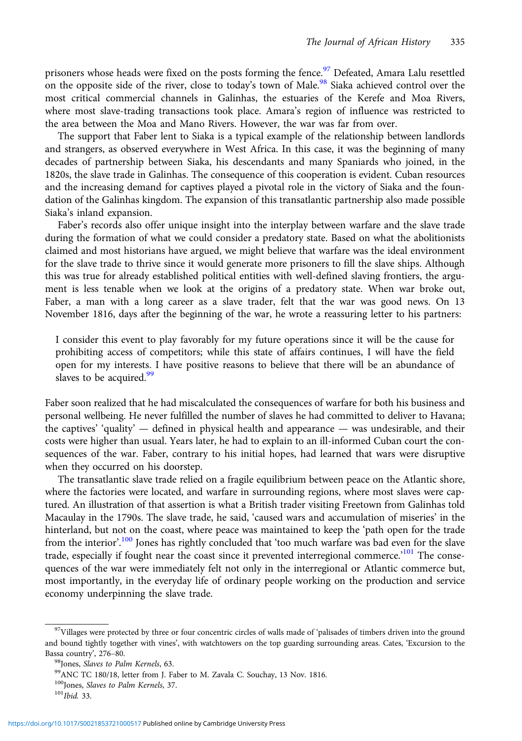prisoners whose heads were fixed on the posts forming the fence.[97] Defeated, Amara Lalu resettled on the opposite side of the river, close to today's town of Male.[98] Siaka achieved control over the most critical commercial channels in Galinhas, the estuaries of the Kerefe and Moa Rivers, where most slave-trading transactions took place. Amara's region of influence was restricted to the area between the Moa and Mano Rivers. However, the war was far from over.

The support that Faber lent to Siaka is a typical example of the relationship between landlords and strangers, as observed everywhere in West Africa. In this case, it was the beginning of many decades of partnership between Siaka, his descendants and many Spaniards who joined, in the 1820s, the slave trade in Galinhas. The consequence of this cooperation is evident. Cuban resources and the increasing demand for captives played a pivotal role in the victory of Siaka and the foundation of the Galinhas kingdom. The expansion of this transatlantic partnership also made possible Siaka's inland expansion.

Faber's records also offer unique insight into the interplay between warfare and the slave trade during the formation of what we could consider a predatory state. Based on what the abolitionists claimed and most historians have argued, we might believe that warfare was the ideal environment for the slave trade to thrive since it would generate more prisoners to fill the slave ships. Although this was true for already established political entities with well-defined slaving frontiers, the argument is less tenable when we look at the origins of a predatory state. When war broke out, Faber, a man with a long career as a slave trader, felt that the war was good news. On 13 November 1816, days after the beginning of the war, he wrote a reassuring letter to his partners:

> I consider this event to play favorably for my future operations since it will be the cause for prohibiting access of competitors; while this state of affairs continues, I will have the field open for my interests. I have positive reasons to believe that there will be an abundance of slaves to be acquired.[99]

Faber soon realized that he had miscalculated the consequences of warfare for both his business and personal wellbeing. He never fulfilled the number of slaves he had committed to deliver to Havana; the captives' 'quality' — defined in physical health and appearance — was undesirable, and their costs were higher than usual. Years later, he had to explain to an ill-informed Cuban court the consequences of the war. Faber, contrary to his initial hopes, had learned that wars were disruptive when they occurred on his doorstep.

The transatlantic slave trade relied on a fragile equilibrium between peace on the Atlantic shore, where the factories were located, and warfare in surrounding regions, where most slaves were captured. An illustration of that assertion is what a British trader visiting Freetown from Galinhas told Macaulay in the 1790s. The slave trade, he said, 'caused wars and accumulation of miseries' in the hinterland, but not on the coast, where peace was maintained to keep the 'path open for the trade from the interior'.[100] Jones has rightly concluded that 'too much warfare was bad even for the slave trade, especially if fought near the coast since it prevented interregional commerce.'[101] The consequences of the war were immediately felt not only in the interregional or Atlantic commerce but, most importantly, in the everyday life of ordinary people working on the production and service economy underpinning the slave trade.

---

[97] Villages were protected by three or four concentric circles of walls made of 'palisades of timbers driven into the ground and bound tightly together with vines', with watchtowers on the top guarding surrounding areas. Cates, 'Excursion to the Bassa country', 276–80.

[98] Jones, *Slaves to Palm Kernels*, 63.

[99] ANC TC 180/18, letter from J. Faber to M. Zavala C. Souchay, 13 Nov. 1816.

[100] Jones, *Slaves to Palm Kernels*, 37.

[101] *Ibid.* 33.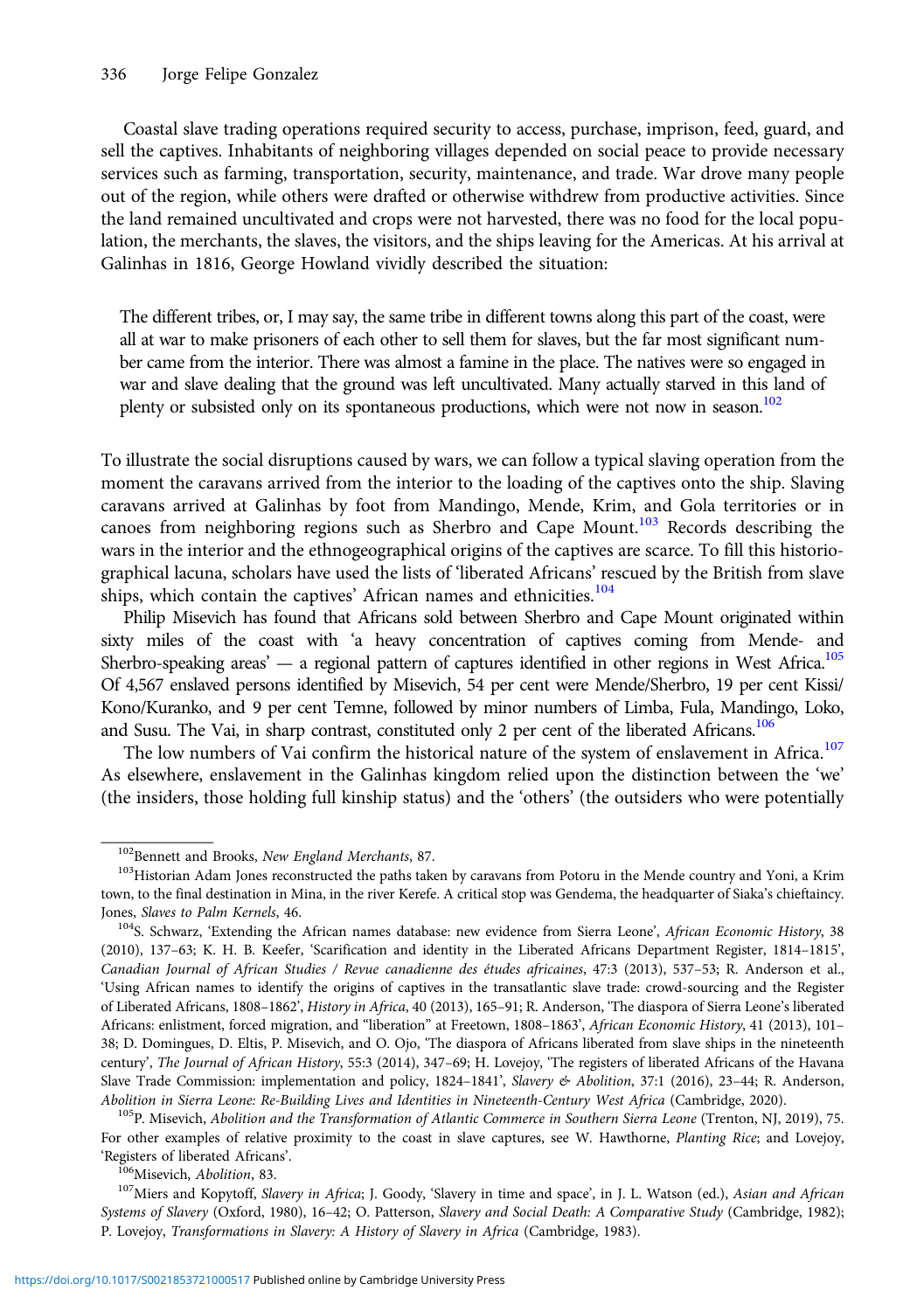Coastal slave trading operations required security to access, purchase, imprison, feed, guard, and sell the captives. Inhabitants of neighboring villages depended on social peace to provide necessary services such as farming, transportation, security, maintenance, and trade. War drove many people out of the region, while others were drafted or otherwise withdrew from productive activities. Since the land remained uncultivated and crops were not harvested, there was no food for the local population, the merchants, the slaves, the visitors, and the ships leaving for the Americas. At his arrival at Galinhas in 1816, George Howland vividly described the situation:

> The different tribes, or, I may say, the same tribe in different towns along this part of the coast, were all at war to make prisoners of each other to sell them for slaves, but the far most significant number came from the interior. There was almost a famine in the place. The natives were so engaged in war and slave dealing that the ground was left uncultivated. Many actually starved in this land of plenty or subsisted only on its spontaneous productions, which were not now in season.[102]

To illustrate the social disruptions caused by wars, we can follow a typical slaving operation from the moment the caravans arrived from the interior to the loading of the captives onto the ship. Slaving caravans arrived at Galinhas by foot from Mandingo, Mende, Krim, and Gola territories or in canoes from neighboring regions such as Sherbro and Cape Mount.[103] Records describing the wars in the interior and the ethnogeographical origins of the captives are scarce. To fill this historiographical lacuna, scholars have used the lists of 'liberated Africans' rescued by the British from slave ships, which contain the captives' African names and ethnicities.[104]

Philip Misevich has found that Africans sold between Sherbro and Cape Mount originated within sixty miles of the coast with 'a heavy concentration of captives coming from Mende- and Sherbro-speaking areas' — a regional pattern of captures identified in other regions in West Africa.[105] Of 4,567 enslaved persons identified by Misevich, 54 per cent were Mende/Sherbro, 19 per cent Kissi/Kono/Kuranko, and 9 per cent Temne, followed by minor numbers of Limba, Fula, Mandingo, Loko, and Susu. The Vai, in sharp contrast, constituted only 2 per cent of the liberated Africans.[106]

The low numbers of Vai confirm the historical nature of the system of enslavement in Africa.[107] As elsewhere, enslavement in the Galinhas kingdom relied upon the distinction between the 'we' (the insiders, those holding full kinship status) and the 'others' (the outsiders who were potentially

---

[102] Bennett and Brooks, *New England Merchants*, 87.

[103] Historian Adam Jones reconstructed the paths taken by caravans from Potoru in the Mende country and Yoni, a Krim town, to the final destination in Mina, in the river Kerefe. A critical stop was Gendema, the headquarter of Siaka's chieftaincy. Jones, *Slaves to Palm Kernels*, 46.

[104] S. Schwarz, 'Extending the African names database: new evidence from Sierra Leone', *African Economic History*, 38 (2010), 137–63; K. H. B. Keefer, 'Scarification and identity in the Liberated Africans Department Register, 1814–1815', *Canadian Journal of African Studies / Revue canadienne des études africaines*, 47:3 (2013), 537–53; R. Anderson et al., 'Using African names to identify the origins of captives in the transatlantic slave trade: crowd-sourcing and the Register of Liberated Africans, 1808–1862', *History in Africa*, 40 (2013), 165–91; R. Anderson, 'The diaspora of Sierra Leone's liberated Africans: enlistment, forced migration, and "liberation" at Freetown, 1808–1863', *African Economic History*, 41 (2013), 101–38; D. Domingues, D. Eltis, P. Misevich, and O. Ojo, 'The diaspora of Africans liberated from slave ships in the nineteenth century', *The Journal of African History*, 55:3 (2014), 347–69; H. Lovejoy, 'The registers of liberated Africans of the Havana Slave Trade Commission: implementation and policy, 1824–1841', *Slavery & Abolition*, 37:1 (2016), 23–44; R. Anderson, *Abolition in Sierra Leone: Re-Building Lives and Identities in Nineteenth-Century West Africa* (Cambridge, 2020).

[105] P. Misevich, *Abolition and the Transformation of Atlantic Commerce in Southern Sierra Leone* (Trenton, NJ, 2019), 75. For other examples of relative proximity to the coast in slave captures, see W. Hawthorne, *Planting Rice*; and Lovejoy, 'Registers of liberated Africans'.

[106] Misevich, *Abolition*, 83.

[107] Miers and Kopytoff, *Slavery in Africa*; J. Goody, 'Slavery in time and space', in J. L. Watson (ed.), *Asian and African Systems of Slavery* (Oxford, 1980), 16–42; O. Patterson, *Slavery and Social Death: A Comparative Study* (Cambridge, 1982); P. Lovejoy, *Transformations in Slavery: A History of Slavery in Africa* (Cambridge, 1983).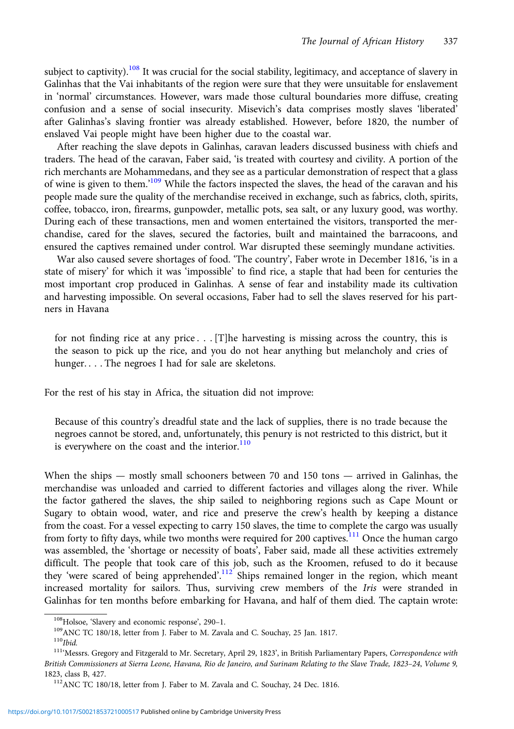subject to captivity).[108] It was crucial for the social stability, legitimacy, and acceptance of slavery in Galinhas that the Vai inhabitants of the region were sure that they were unsuitable for enslavement in 'normal' circumstances. However, wars made those cultural boundaries more diffuse, creating confusion and a sense of social insecurity. Misevich's data comprises mostly slaves 'liberated' after Galinhas's slaving frontier was already established. However, before 1820, the number of enslaved Vai people might have been higher due to the coastal war.

After reaching the slave depots in Galinhas, caravan leaders discussed business with chiefs and traders. The head of the caravan, Faber said, 'is treated with courtesy and civility. A portion of the rich merchants are Mohammedans, and they see as a particular demonstration of respect that a glass of wine is given to them.'[109] While the factors inspected the slaves, the head of the caravan and his people made sure the quality of the merchandise received in exchange, such as fabrics, cloth, spirits, coffee, tobacco, iron, firearms, gunpowder, metallic pots, sea salt, or any luxury good, was worthy. During each of these transactions, men and women entertained the visitors, transported the merchandise, cared for the slaves, secured the factories, built and maintained the barracoons, and ensured the captives remained under control. War disrupted these seemingly mundane activities.

War also caused severe shortages of food. 'The country', Faber wrote in December 1816, 'is in a state of misery' for which it was 'impossible' to find rice, a staple that had been for centuries the most important crop produced in Galinhas. A sense of fear and instability made its cultivation and harvesting impossible. On several occasions, Faber had to sell the slaves reserved for his partners in Havana

> for not finding rice at any price . . . [T]he harvesting is missing across the country, this is the season to pick up the rice, and you do not hear anything but melancholy and cries of hunger. . . . The negroes I had for sale are skeletons.

For the rest of his stay in Africa, the situation did not improve:

> Because of this country's dreadful state and the lack of supplies, there is no trade because the negroes cannot be stored, and, unfortunately, this penury is not restricted to this district, but it is everywhere on the coast and the interior.[110]

When the ships — mostly small schooners between 70 and 150 tons — arrived in Galinhas, the merchandise was unloaded and carried to different factories and villages along the river. While the factor gathered the slaves, the ship sailed to neighboring regions such as Cape Mount or Sugary to obtain wood, water, and rice and preserve the crew's health by keeping a distance from the coast. For a vessel expecting to carry 150 slaves, the time to complete the cargo was usually from forty to fifty days, while two months were required for 200 captives.[111] Once the human cargo was assembled, the 'shortage or necessity of boats', Faber said, made all these activities extremely difficult. The people that took care of this job, such as the Kroomen, refused to do it because they 'were scared of being apprehended'.[112] Ships remained longer in the region, which meant increased mortality for sailors. Thus, surviving crew members of the *Iris* were stranded in Galinhas for ten months before embarking for Havana, and half of them died. The captain wrote:

[108] Holsoe, 'Slavery and economic response', 290–1.

[109] ANC TC 180/18, letter from J. Faber to M. Zavala and C. Souchay, 25 Jan. 1817.

[110] *Ibid.*

[111] 'Messrs. Gregory and Fitzgerald to Mr. Secretary, April 29, 1823', in British Parliamentary Papers, *Correspondence with British Commissioners at Sierra Leone, Havana, Rio de Janeiro, and Surinam Relating to the Slave Trade, 1823–24, Volume 9,* 1823, class B, 427.

[112] ANC TC 180/18, letter from J. Faber to M. Zavala and C. Souchay, 24 Dec. 1816.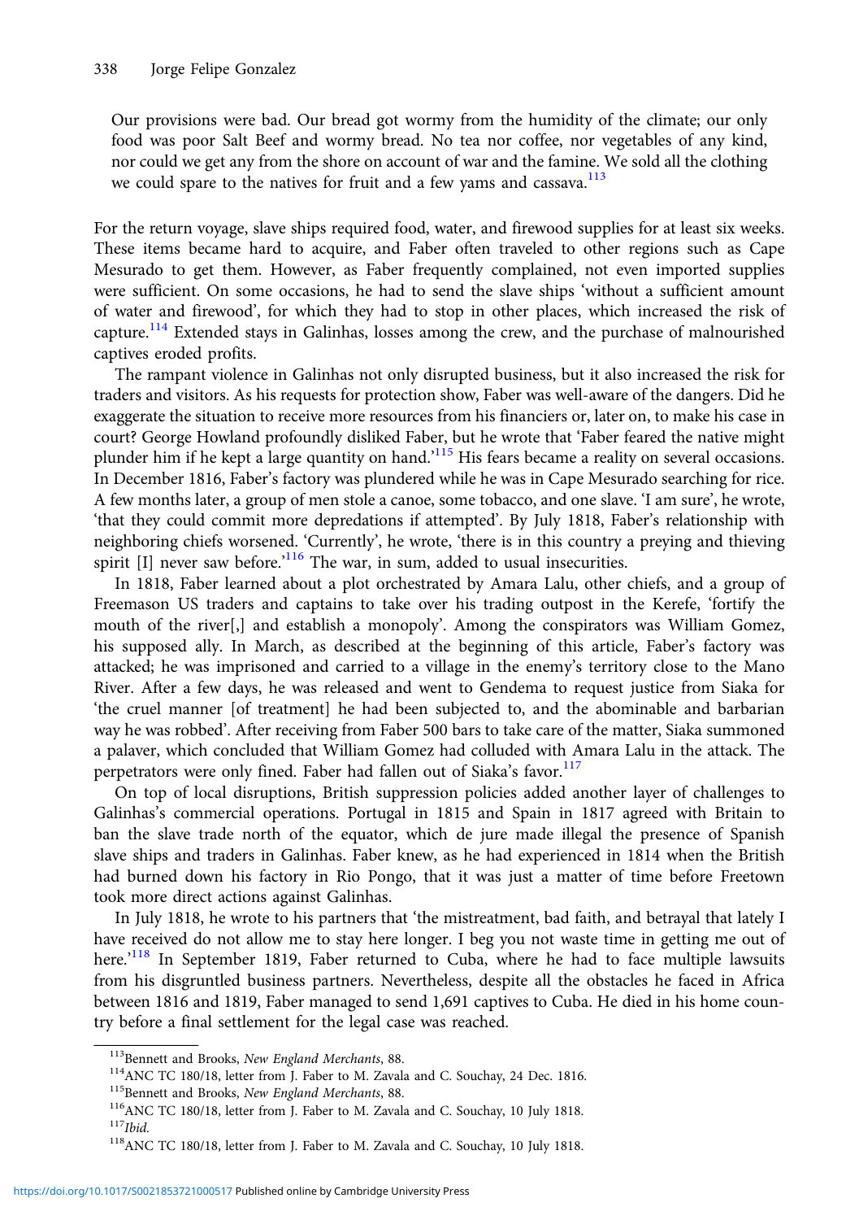> Our provisions were bad. Our bread got wormy from the humidity of the climate; our only food was poor Salt Beef and wormy bread. No tea nor coffee, nor vegetables of any kind, nor could we get any from the shore on account of war and the famine. We sold all the clothing we could spare to the natives for fruit and a few yams and cassava.[113]

For the return voyage, slave ships required food, water, and firewood supplies for at least six weeks. These items became hard to acquire, and Faber often traveled to other regions such as Cape Mesurado to get them. However, as Faber frequently complained, not even imported supplies were sufficient. On some occasions, he had to send the slave ships 'without a sufficient amount of water and firewood', for which they had to stop in other places, which increased the risk of capture.[114] Extended stays in Galinhas, losses among the crew, and the purchase of malnourished captives eroded profits.

The rampant violence in Galinhas not only disrupted business, but it also increased the risk for traders and visitors. As his requests for protection show, Faber was well-aware of the dangers. Did he exaggerate the situation to receive more resources from his financiers or, later on, to make his case in court? George Howland profoundly disliked Faber, but he wrote that 'Faber feared the native might plunder him if he kept a large quantity on hand.'[115] His fears became a reality on several occasions. In December 1816, Faber's factory was plundered while he was in Cape Mesurado searching for rice. A few months later, a group of men stole a canoe, some tobacco, and one slave. 'I am sure', he wrote, 'that they could commit more depredations if attempted'. By July 1818, Faber's relationship with neighboring chiefs worsened. 'Currently', he wrote, 'there is in this country a preying and thieving spirit [I] never saw before.'[116] The war, in sum, added to usual insecurities.

In 1818, Faber learned about a plot orchestrated by Amara Lalu, other chiefs, and a group of Freemason US traders and captains to take over his trading outpost in the Kerefe, 'fortify the mouth of the river[,] and establish a monopoly'. Among the conspirators was William Gomez, his supposed ally. In March, as described at the beginning of this article, Faber's factory was attacked; he was imprisoned and carried to a village in the enemy's territory close to the Mano River. After a few days, he was released and went to Gendema to request justice from Siaka for 'the cruel manner [of treatment] he had been subjected to, and the abominable and barbarian way he was robbed'. After receiving from Faber 500 bars to take care of the matter, Siaka summoned a palaver, which concluded that William Gomez had colluded with Amara Lalu in the attack. The perpetrators were only fined. Faber had fallen out of Siaka's favor.[117]

On top of local disruptions, British suppression policies added another layer of challenges to Galinhas's commercial operations. Portugal in 1815 and Spain in 1817 agreed with Britain to ban the slave trade north of the equator, which de jure made illegal the presence of Spanish slave ships and traders in Galinhas. Faber knew, as he had experienced in 1814 when the British had burned down his factory in Rio Pongo, that it was just a matter of time before Freetown took more direct actions against Galinhas.

In July 1818, he wrote to his partners that 'the mistreatment, bad faith, and betrayal that lately I have received do not allow me to stay here longer. I beg you not waste time in getting me out of here.'[118] In September 1819, Faber returned to Cuba, where he had to face multiple lawsuits from his disgruntled business partners. Nevertheless, despite all the obstacles he faced in Africa between 1816 and 1819, Faber managed to send 1,691 captives to Cuba. He died in his home country before a final settlement for the legal case was reached.

---

[113] Bennett and Brooks, *New England Merchants*, 88.

[114] ANC TC 180/18, letter from J. Faber to M. Zavala and C. Souchay, 24 Dec. 1816.

[115] Bennett and Brooks, *New England Merchants*, 88.

[116] ANC TC 180/18, letter from J. Faber to M. Zavala and C. Souchay, 10 July 1818.

[117] *Ibid.*

[118] ANC TC 180/18, letter from J. Faber to M. Zavala and C. Souchay, 10 July 1818.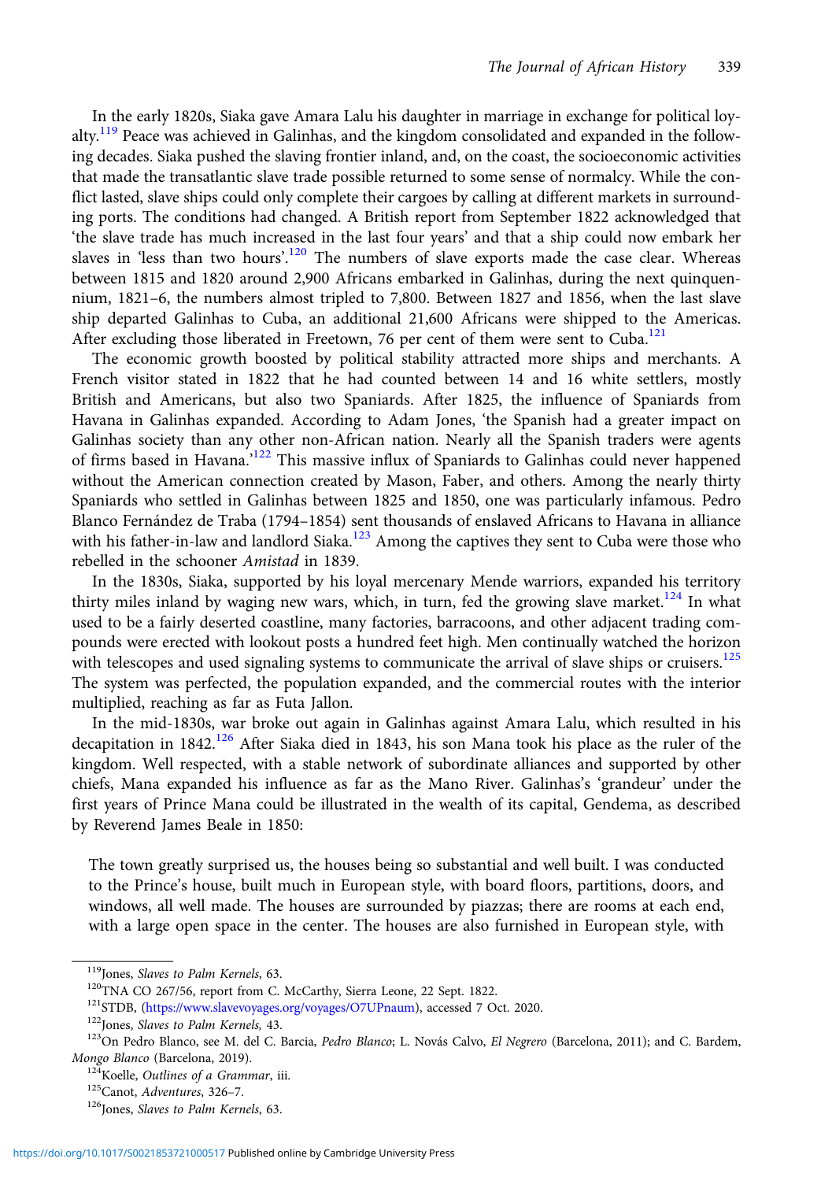In the early 1820s, Siaka gave Amara Lalu his daughter in marriage in exchange for political loyalty.[119] Peace was achieved in Galinhas, and the kingdom consolidated and expanded in the following decades. Siaka pushed the slaving frontier inland, and, on the coast, the socioeconomic activities that made the transatlantic slave trade possible returned to some sense of normalcy. While the conflict lasted, slave ships could only complete their cargoes by calling at different markets in surrounding ports. The conditions had changed. A British report from September 1822 acknowledged that 'the slave trade has much increased in the last four years' and that a ship could now embark her slaves in 'less than two hours'.[120] The numbers of slave exports made the case clear. Whereas between 1815 and 1820 around 2,900 Africans embarked in Galinhas, during the next quinquennium, 1821–6, the numbers almost tripled to 7,800. Between 1827 and 1856, when the last slave ship departed Galinhas to Cuba, an additional 21,600 Africans were shipped to the Americas. After excluding those liberated in Freetown, 76 per cent of them were sent to Cuba.[121]

The economic growth boosted by political stability attracted more ships and merchants. A French visitor stated in 1822 that he had counted between 14 and 16 white settlers, mostly British and Americans, but also two Spaniards. After 1825, the influence of Spaniards from Havana in Galinhas expanded. According to Adam Jones, 'the Spanish had a greater impact on Galinhas society than any other non-African nation. Nearly all the Spanish traders were agents of firms based in Havana.'[122] This massive influx of Spaniards to Galinhas could never happened without the American connection created by Mason, Faber, and others. Among the nearly thirty Spaniards who settled in Galinhas between 1825 and 1850, one was particularly infamous. Pedro Blanco Fernández de Traba (1794–1854) sent thousands of enslaved Africans to Havana in alliance with his father-in-law and landlord Siaka.[123] Among the captives they sent to Cuba were those who rebelled in the schooner *Amistad* in 1839.

In the 1830s, Siaka, supported by his loyal mercenary Mende warriors, expanded his territory thirty miles inland by waging new wars, which, in turn, fed the growing slave market.[124] In what used to be a fairly deserted coastline, many factories, barracoons, and other adjacent trading compounds were erected with lookout posts a hundred feet high. Men continually watched the horizon with telescopes and used signaling systems to communicate the arrival of slave ships or cruisers.[125] The system was perfected, the population expanded, and the commercial routes with the interior multiplied, reaching as far as Futa Jallon.

In the mid-1830s, war broke out again in Galinhas against Amara Lalu, which resulted in his decapitation in 1842.[126] After Siaka died in 1843, his son Mana took his place as the ruler of the kingdom. Well respected, with a stable network of subordinate alliances and supported by other chiefs, Mana expanded his influence as far as the Mano River. Galinhas's 'grandeur' under the first years of Prince Mana could be illustrated in the wealth of its capital, Gendema, as described by Reverend James Beale in 1850:

> The town greatly surprised us, the houses being so substantial and well built. I was conducted to the Prince's house, built much in European style, with board floors, partitions, doors, and windows, all well made. The houses are surrounded by piazzas; there are rooms at each end, with a large open space in the center. The houses are also furnished in European style, with

---

[119] Jones, *Slaves to Palm Kernels*, 63.

[120] TNA CO 267/56, report from C. McCarthy, Sierra Leone, 22 Sept. 1822.

[121] STDB, (https://www.slavevoyages.org/voyages/O7UPnaum), accessed 7 Oct. 2020.

[122] Jones, *Slaves to Palm Kernels*, 43.

[123] On Pedro Blanco, see M. del C. Barcia, *Pedro Blanco*; L. Novás Calvo, *El Negrero* (Barcelona, 2011); and C. Bardem, *Mongo Blanco* (Barcelona, 2019).

[124] Koelle, *Outlines of a Grammar*, iii.

[125] Canot, *Adventures*, 326–7.

[126] Jones, *Slaves to Palm Kernels*, 63.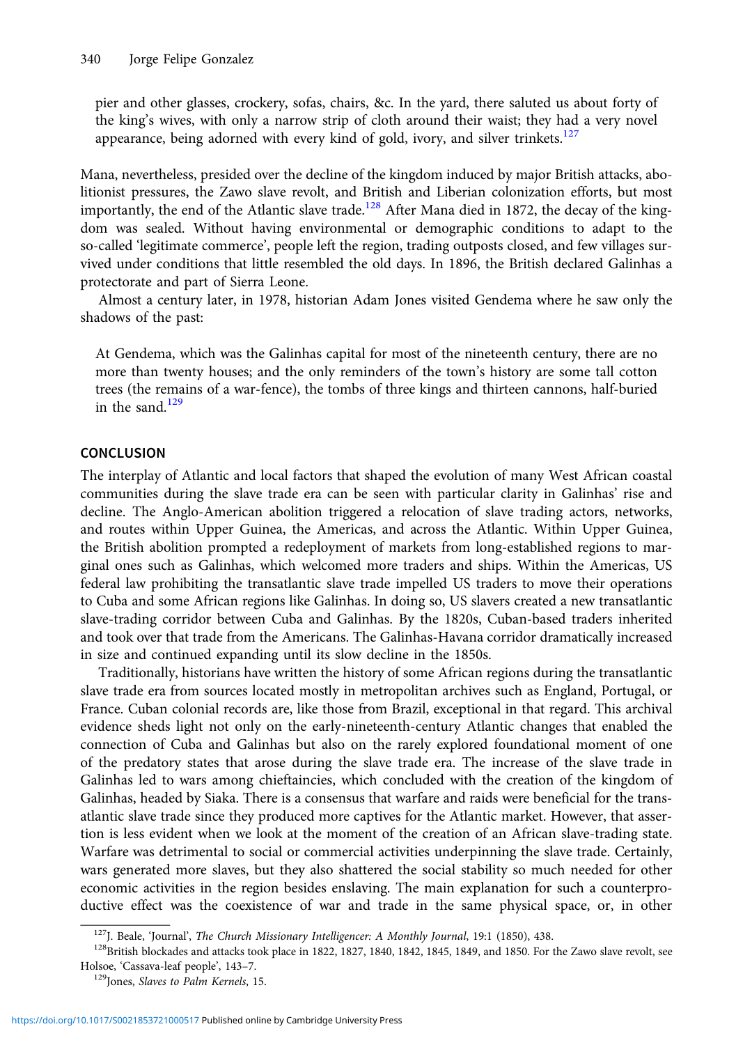pier and other glasses, crockery, sofas, chairs, &c. In the yard, there saluted us about forty of the king's wives, with only a narrow strip of cloth around their waist; they had a very novel appearance, being adorned with every kind of gold, ivory, and silver trinkets.[127]

Mana, nevertheless, presided over the decline of the kingdom induced by major British attacks, abolitionist pressures, the Zawo slave revolt, and British and Liberian colonization efforts, but most importantly, the end of the Atlantic slave trade.[128] After Mana died in 1872, the decay of the kingdom was sealed. Without having environmental or demographic conditions to adapt to the so-called 'legitimate commerce', people left the region, trading outposts closed, and few villages survived under conditions that little resembled the old days. In 1896, the British declared Galinhas a protectorate and part of Sierra Leone.

Almost a century later, in 1978, historian Adam Jones visited Gendema where he saw only the shadows of the past:

> At Gendema, which was the Galinhas capital for most of the nineteenth century, there are no more than twenty houses; and the only reminders of the town's history are some tall cotton trees (the remains of a war-fence), the tombs of three kings and thirteen cannons, half-buried in the sand.[129]

## CONCLUSION

The interplay of Atlantic and local factors that shaped the evolution of many West African coastal communities during the slave trade era can be seen with particular clarity in Galinhas' rise and decline. The Anglo-American abolition triggered a relocation of slave trading actors, networks, and routes within Upper Guinea, the Americas, and across the Atlantic. Within Upper Guinea, the British abolition prompted a redeployment of markets from long-established regions to marginal ones such as Galinhas, which welcomed more traders and ships. Within the Americas, US federal law prohibiting the transatlantic slave trade impelled US traders to move their operations to Cuba and some African regions like Galinhas. In doing so, US slavers created a new transatlantic slave-trading corridor between Cuba and Galinhas. By the 1820s, Cuban-based traders inherited and took over that trade from the Americans. The Galinhas-Havana corridor dramatically increased in size and continued expanding until its slow decline in the 1850s.

Traditionally, historians have written the history of some African regions during the transatlantic slave trade era from sources located mostly in metropolitan archives such as England, Portugal, or France. Cuban colonial records are, like those from Brazil, exceptional in that regard. This archival evidence sheds light not only on the early-nineteenth-century Atlantic changes that enabled the connection of Cuba and Galinhas but also on the rarely explored foundational moment of one of the predatory states that arose during the slave trade era. The increase of the slave trade in Galinhas led to wars among chieftaincies, which concluded with the creation of the kingdom of Galinhas, headed by Siaka. There is a consensus that warfare and raids were beneficial for the transatlantic slave trade since they produced more captives for the Atlantic market. However, that assertion is less evident when we look at the moment of the creation of an African slave-trading state. Warfare was detrimental to social or commercial activities underpinning the slave trade. Certainly, wars generated more slaves, but they also shattered the social stability so much needed for other economic activities in the region besides enslaving. The main explanation for such a counterproductive effect was the coexistence of war and trade in the same physical space, or, in other

[127] J. Beale, 'Journal', *The Church Missionary Intelligencer: A Monthly Journal*, 19:1 (1850), 438.

[128] British blockades and attacks took place in 1822, 1827, 1840, 1842, 1845, 1849, and 1850. For the Zawo slave revolt, see Holsoe, 'Cassava-leaf people', 143–7.

[129] Jones, *Slaves to Palm Kernels*, 15.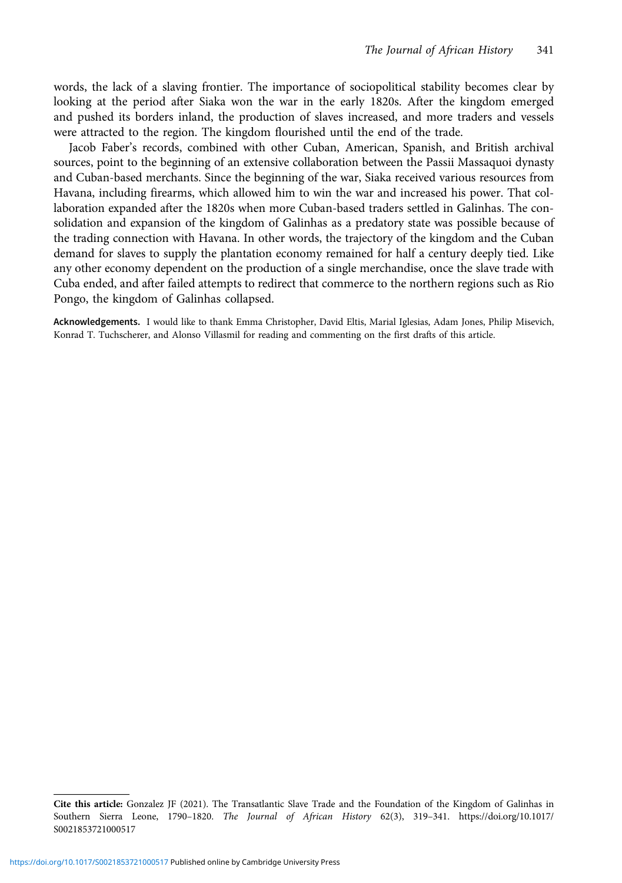words, the lack of a slaving frontier. The importance of sociopolitical stability becomes clear by looking at the period after Siaka won the war in the early 1820s. After the kingdom emerged and pushed its borders inland, the production of slaves increased, and more traders and vessels were attracted to the region. The kingdom flourished until the end of the trade.

Jacob Faber's records, combined with other Cuban, American, Spanish, and British archival sources, point to the beginning of an extensive collaboration between the Passii Massaquoi dynasty and Cuban-based merchants. Since the beginning of the war, Siaka received various resources from Havana, including firearms, which allowed him to win the war and increased his power. That collaboration expanded after the 1820s when more Cuban-based traders settled in Galinhas. The consolidation and expansion of the kingdom of Galinhas as a predatory state was possible because of the trading connection with Havana. In other words, the trajectory of the kingdom and the Cuban demand for slaves to supply the plantation economy remained for half a century deeply tied. Like any other economy dependent on the production of a single merchandise, once the slave trade with Cuba ended, and after failed attempts to redirect that commerce to the northern regions such as Rio Pongo, the kingdom of Galinhas collapsed.

**Acknowledgements.** I would like to thank Emma Christopher, David Eltis, Marial Iglesias, Adam Jones, Philip Misevich, Konrad T. Tuchscherer, and Alonso Villasmil for reading and commenting on the first drafts of this article.

**Cite this article:** Gonzalez JF (2021). The Transatlantic Slave Trade and the Foundation of the Kingdom of Galinhas in Southern Sierra Leone, 1790–1820. *The Journal of African History* 62(3), 319–341. https://doi.org/10.1017/S0021853721000517